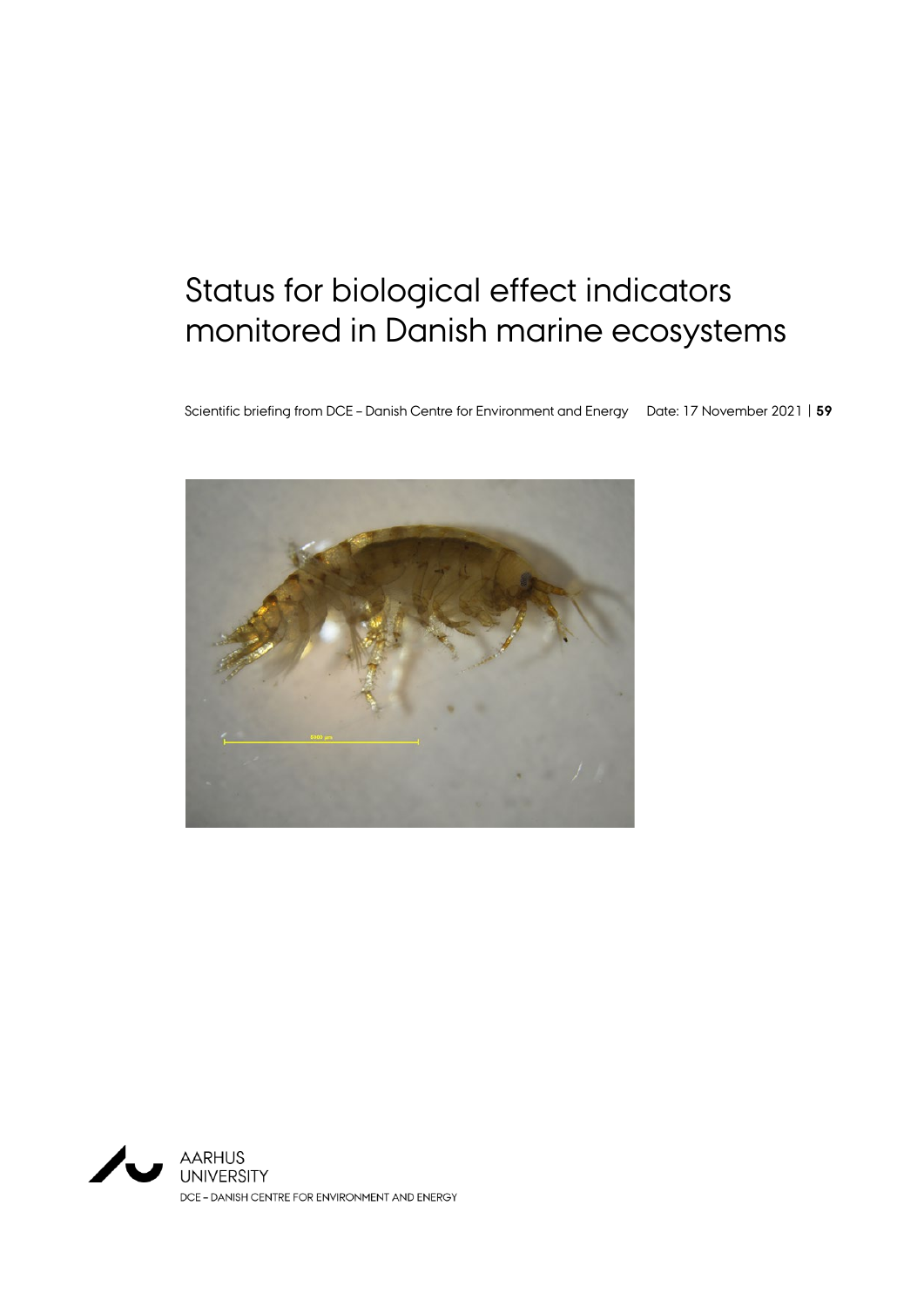# Status for biological effect indicators monitored in Danish marine ecosystems

Scientific briefing from DCE – Danish Centre for Environment and Energy Date: 17 November 2021 | **59**

AARHUS
UNIVERSITY
DCE – DANISH CENTRE FOR ENVIRONMENT AND ENERGY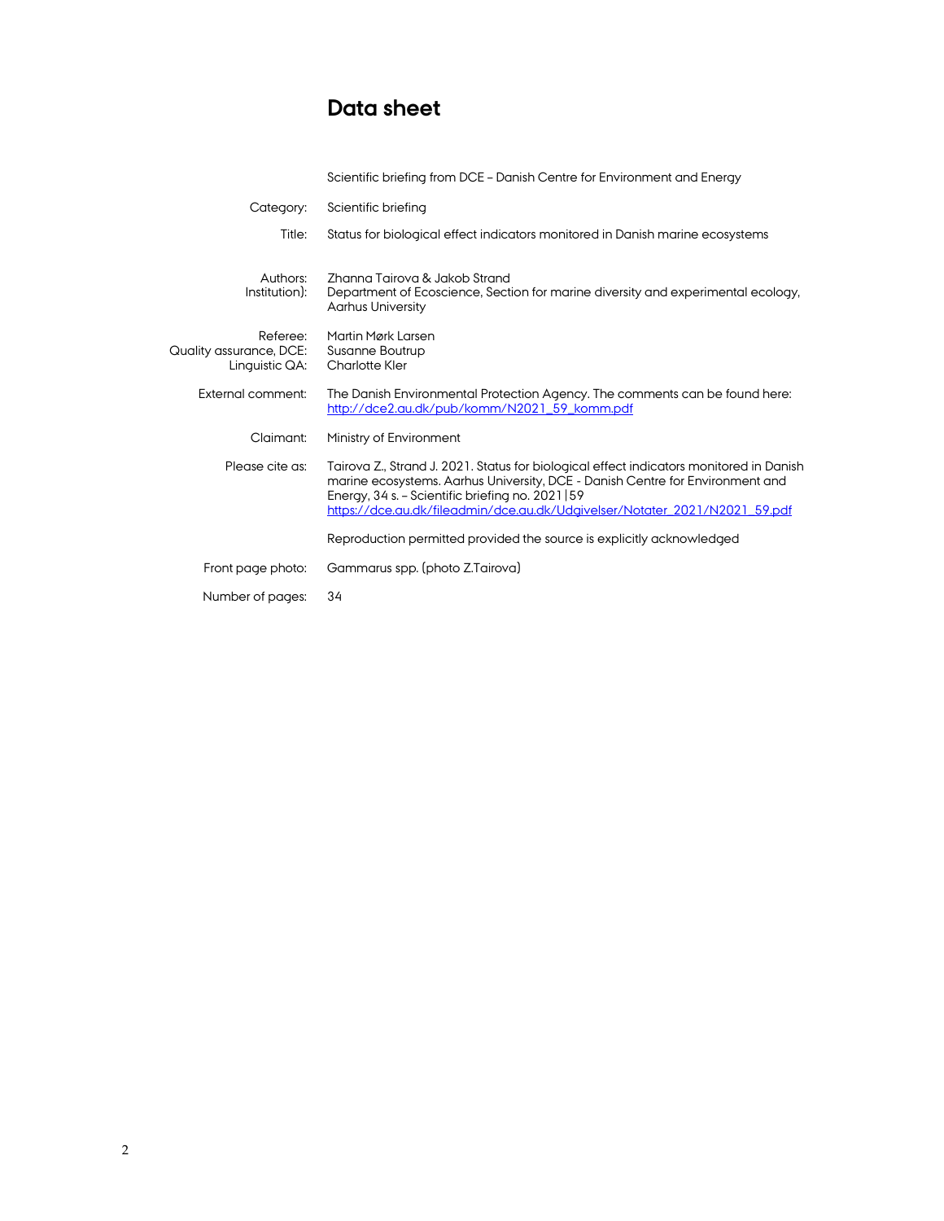# Data sheet

| | |
|---|---|
| | Scientific briefing from DCE – Danish Centre for Environment and Energy |
| Category: | Scientific briefing |
| Title: | Status for biological effect indicators monitored in Danish marine ecosystems |
| Authors: | Zhanna Tairova & Jakob Strand |
| Institution): | Department of Ecoscience, Section for marine diversity and experimental ecology, Aarhus University |
| Referee: | Martin Mørk Larsen |
| Quality assurance, DCE: | Susanne Boutrup |
| Linguistic QA: | Charlotte Kler |
| External comment: | The Danish Environmental Protection Agency. The comments can be found here: http://dce2.au.dk/pub/komm/N2021_59_komm.pdf |
| Claimant: | Ministry of Environment |
| Please cite as: | Tairova Z., Strand J. 2021. Status for biological effect indicators monitored in Danish marine ecosystems. Aarhus University, DCE - Danish Centre for Environment and Energy, 34 s. – Scientific briefing no. 2021\|59 https://dce.au.dk/fileadmin/dce.au.dk/Udgivelser/Notater_2021/N2021_59.pdf |
| | Reproduction permitted provided the source is explicitly acknowledged |
| Front page photo: | Gammarus spp. (photo Z.Tairova) |
| Number of pages: | 34 |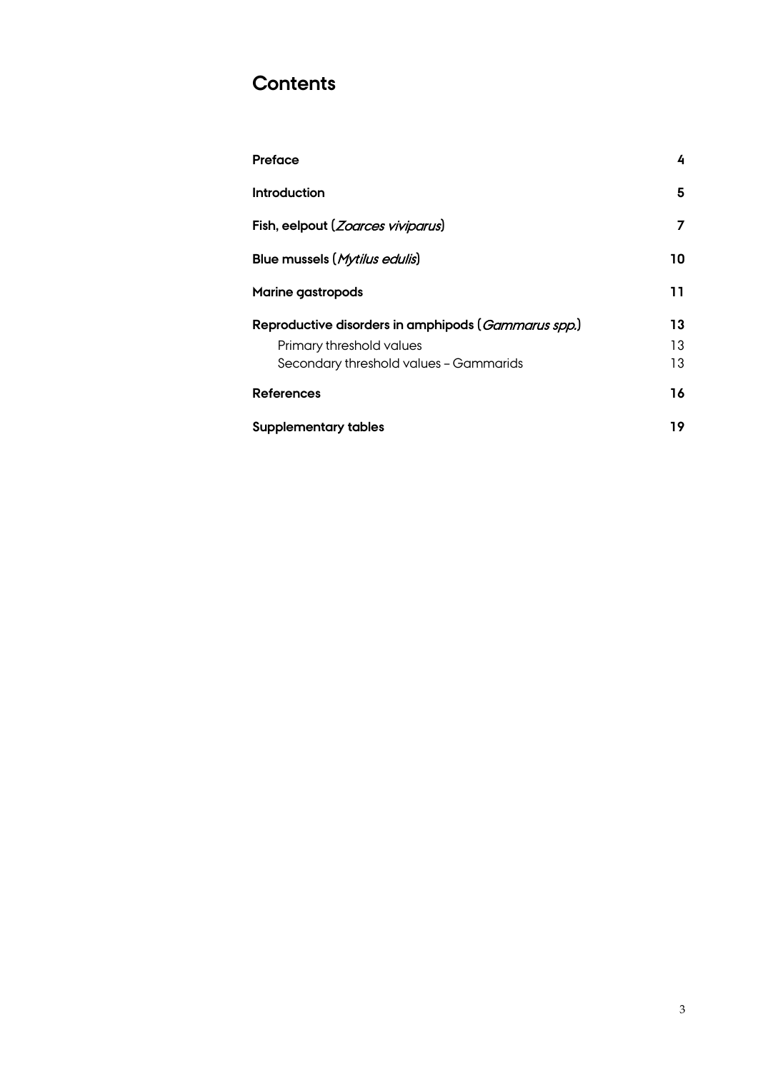# Contents

| | |
|---|---|
| **Preface** | **4** |
| **Introduction** | **5** |
| **Fish, eelpout (*Zoarces viviparus*)** | **7** |
| **Blue mussels (*Mytilus edulis*)** | **10** |
| **Marine gastropods** | **11** |
| **Reproductive disorders in amphipods (*Gammarus spp.*)** | **13** |
| Primary threshold values | 13 |
| Secondary threshold values – Gammarids | 13 |
| **References** | **16** |
| **Supplementary tables** | **19** |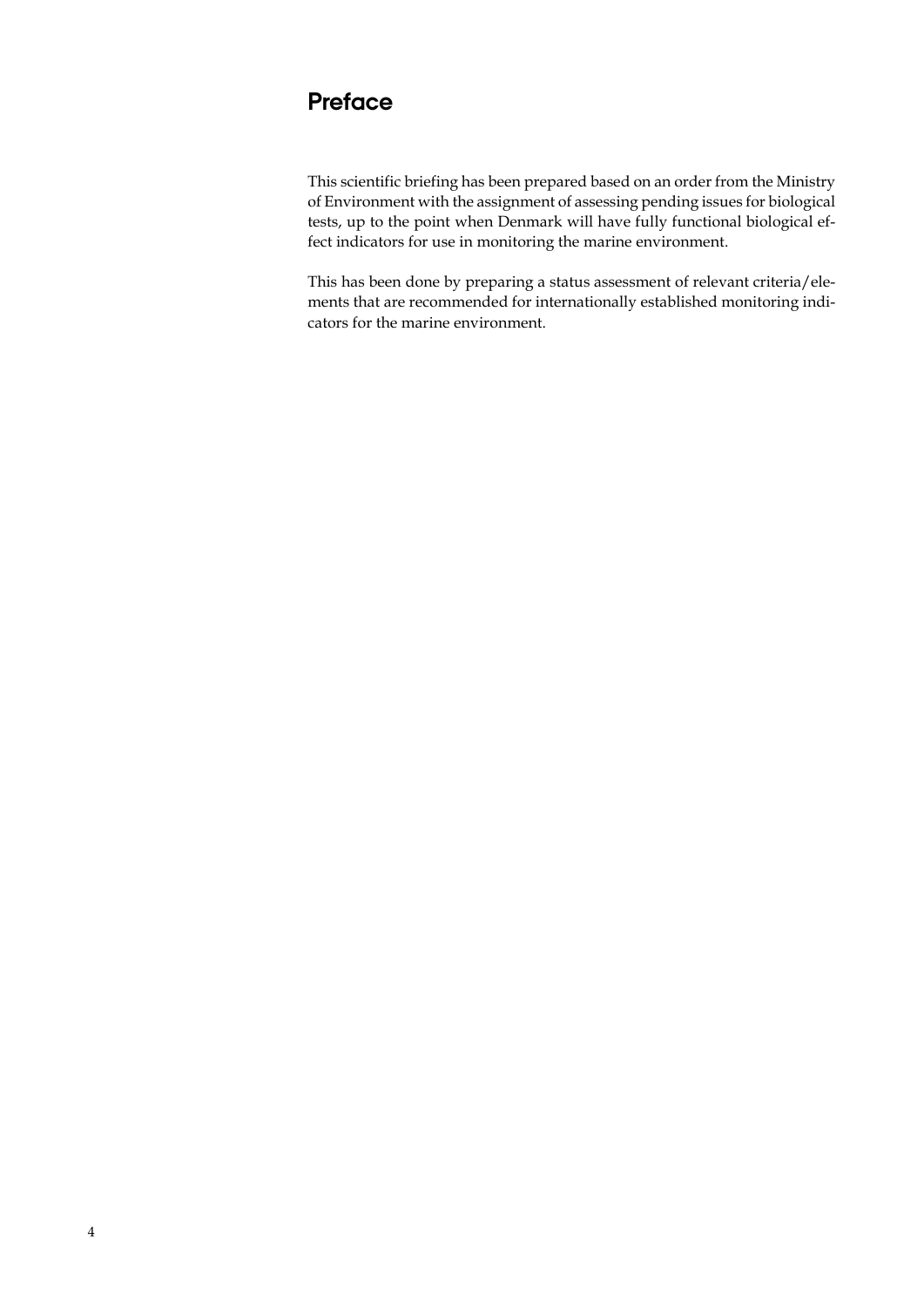# Preface

This scientific briefing has been prepared based on an order from the Ministry of Environment with the assignment of assessing pending issues for biological tests, up to the point when Denmark will have fully functional biological effect indicators for use in monitoring the marine environment.

This has been done by preparing a status assessment of relevant criteria/elements that are recommended for internationally established monitoring indicators for the marine environment.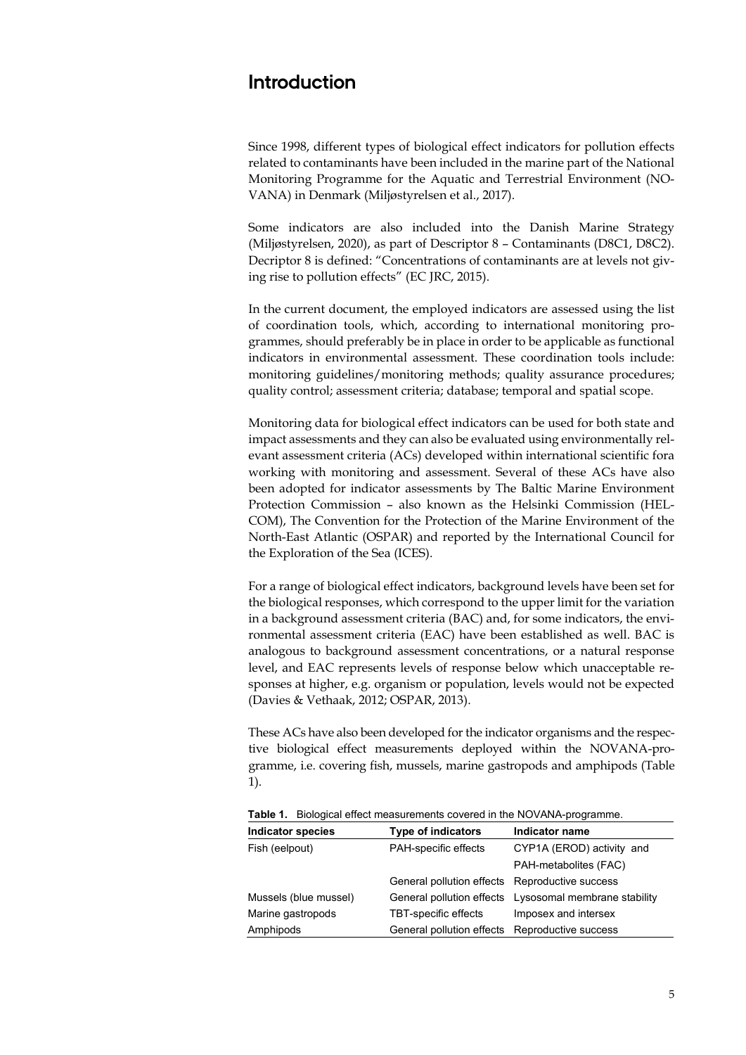# Introduction

Since 1998, different types of biological effect indicators for pollution effects related to contaminants have been included in the marine part of the National Monitoring Programme for the Aquatic and Terrestrial Environment (NOVANA) in Denmark (Miljøstyrelsen et al., 2017).

Some indicators are also included into the Danish Marine Strategy (Miljøstyrelsen, 2020), as part of Descriptor 8 – Contaminants (D8C1, D8C2). Decriptor 8 is defined: "Concentrations of contaminants are at levels not giving rise to pollution effects" (EC JRC, 2015).

In the current document, the employed indicators are assessed using the list of coordination tools, which, according to international monitoring programmes, should preferably be in place in order to be applicable as functional indicators in environmental assessment. These coordination tools include: monitoring guidelines/monitoring methods; quality assurance procedures; quality control; assessment criteria; database; temporal and spatial scope.

Monitoring data for biological effect indicators can be used for both state and impact assessments and they can also be evaluated using environmentally relevant assessment criteria (ACs) developed within international scientific fora working with monitoring and assessment. Several of these ACs have also been adopted for indicator assessments by The Baltic Marine Environment Protection Commission – also known as the Helsinki Commission (HELCOM), The Convention for the Protection of the Marine Environment of the North-East Atlantic (OSPAR) and reported by the International Council for the Exploration of the Sea (ICES).

For a range of biological effect indicators, background levels have been set for the biological responses, which correspond to the upper limit for the variation in a background assessment criteria (BAC) and, for some indicators, the environmental assessment criteria (EAC) have been established as well. BAC is analogous to background assessment concentrations, or a natural response level, and EAC represents levels of response below which unacceptable responses at higher, e.g. organism or population, levels would not be expected (Davies & Vethaak, 2012; OSPAR, 2013).

These ACs have also been developed for the indicator organisms and the respective biological effect measurements deployed within the NOVANA-programme, i.e. covering fish, mussels, marine gastropods and amphipods (Table 1).

**Table 1.** Biological effect measurements covered in the NOVANA-programme.

| Indicator species | Type of indicators | Indicator name |
|---|---|---|
| Fish (eelpout) | PAH-specific effects | CYP1A (EROD) activity and PAH-metabolites (FAC) |
| | General pollution effects | Reproductive success |
| Mussels (blue mussel) | General pollution effects | Lysosomal membrane stability |
| Marine gastropods | TBT-specific effects | Imposex and intersex |
| Amphipods | General pollution effects | Reproductive success |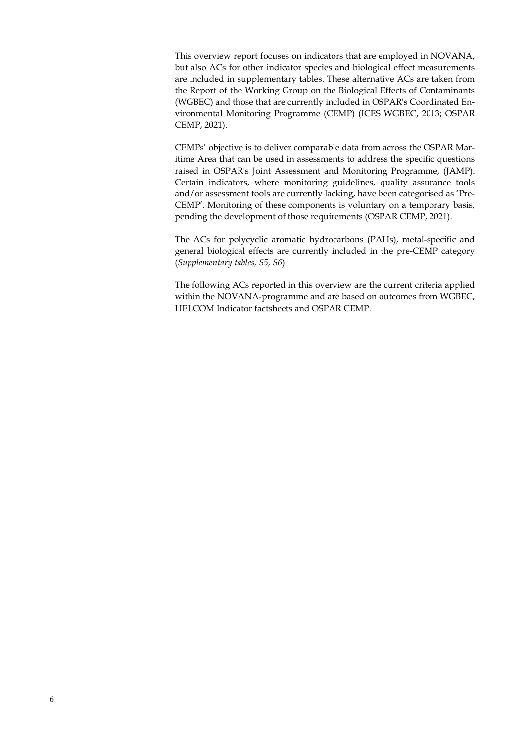This overview report focuses on indicators that are employed in NOVANA, but also ACs for other indicator species and biological effect measurements are included in supplementary tables. These alternative ACs are taken from the Report of the Working Group on the Biological Effects of Contaminants (WGBEC) and those that are currently included in OSPAR's Coordinated Environmental Monitoring Programme (CEMP) (ICES WGBEC, 2013; OSPAR CEMP, 2021).

CEMPs' objective is to deliver comparable data from across the OSPAR Maritime Area that can be used in assessments to address the specific questions raised in OSPAR's Joint Assessment and Monitoring Programme, (JAMP). Certain indicators, where monitoring guidelines, quality assurance tools and/or assessment tools are currently lacking, have been categorised as 'Pre-CEMP'. Monitoring of these components is voluntary on a temporary basis, pending the development of those requirements (OSPAR CEMP, 2021).

The ACs for polycyclic aromatic hydrocarbons (PAHs), metal-specific and general biological effects are currently included in the pre-CEMP category (*Supplementary tables, S5, S6*).

The following ACs reported in this overview are the current criteria applied within the NOVANA-programme and are based on outcomes from WGBEC, HELCOM Indicator factsheets and OSPAR CEMP.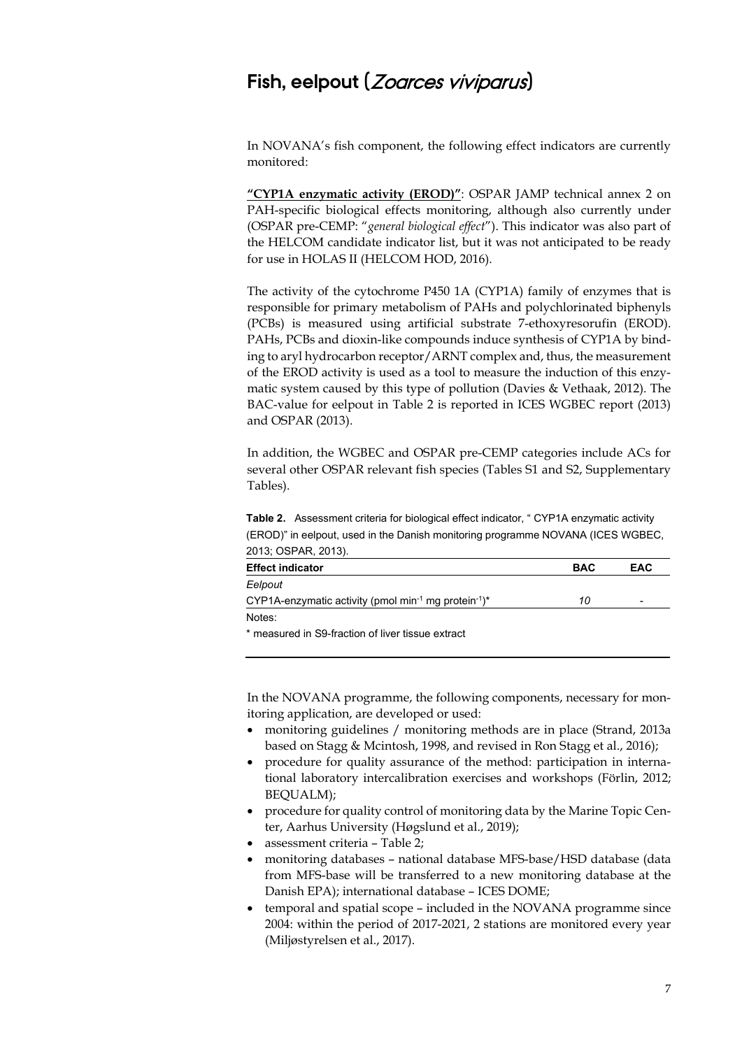## Fish, eelpout (*Zoarces viviparus*)

In NOVANA's fish component, the following effect indicators are currently monitored:

**"CYP1A enzymatic activity (EROD)"**: OSPAR JAMP technical annex 2 on PAH-specific biological effects monitoring, although also currently under (OSPAR pre-CEMP: "*general biological effect*"). This indicator was also part of the HELCOM candidate indicator list, but it was not anticipated to be ready for use in HOLAS II (HELCOM HOD, 2016).

The activity of the cytochrome P450 1A (CYP1A) family of enzymes that is responsible for primary metabolism of PAHs and polychlorinated biphenyls (PCBs) is measured using artificial substrate 7-ethoxyresorufin (EROD). PAHs, PCBs and dioxin-like compounds induce synthesis of CYP1A by binding to aryl hydrocarbon receptor/ARNT complex and, thus, the measurement of the EROD activity is used as a tool to measure the induction of this enzymatic system caused by this type of pollution (Davies & Vethaak, 2012). The BAC-value for eelpout in Table 2 is reported in ICES WGBEC report (2013) and OSPAR (2013).

In addition, the WGBEC and OSPAR pre-CEMP categories include ACs for several other OSPAR relevant fish species (Tables S1 and S2, Supplementary Tables).

**Table 2.** Assessment criteria for biological effect indicator, " CYP1A enzymatic activity (EROD)" in eelpout, used in the Danish monitoring programme NOVANA (ICES WGBEC, 2013; OSPAR, 2013).

| Effect indicator | BAC | EAC |
|---|---|---|
| *Eelpout* | | |
| CYP1A-enzymatic activity (pmol $min^{-1}$ mg $protein^{-1}$)* | *10* | - |

Notes:

* measured in S9-fraction of liver tissue extract

In the NOVANA programme, the following components, necessary for monitoring application, are developed or used:

- monitoring guidelines / monitoring methods are in place (Strand, 2013a based on Stagg & Mcintosh, 1998, and revised in Ron Stagg et al., 2016);
- procedure for quality assurance of the method: participation in international laboratory intercalibration exercises and workshops (Förlin, 2012; BEQUALM);
- procedure for quality control of monitoring data by the Marine Topic Center, Aarhus University (Høgslund et al., 2019);
- assessment criteria – Table 2;
- monitoring databases – national database MFS-base/HSD database (data from MFS-base will be transferred to a new monitoring database at the Danish EPA); international database – ICES DOME;
- temporal and spatial scope – included in the NOVANA programme since 2004: within the period of 2017-2021, 2 stations are monitored every year (Miljøstyrelsen et al., 2017).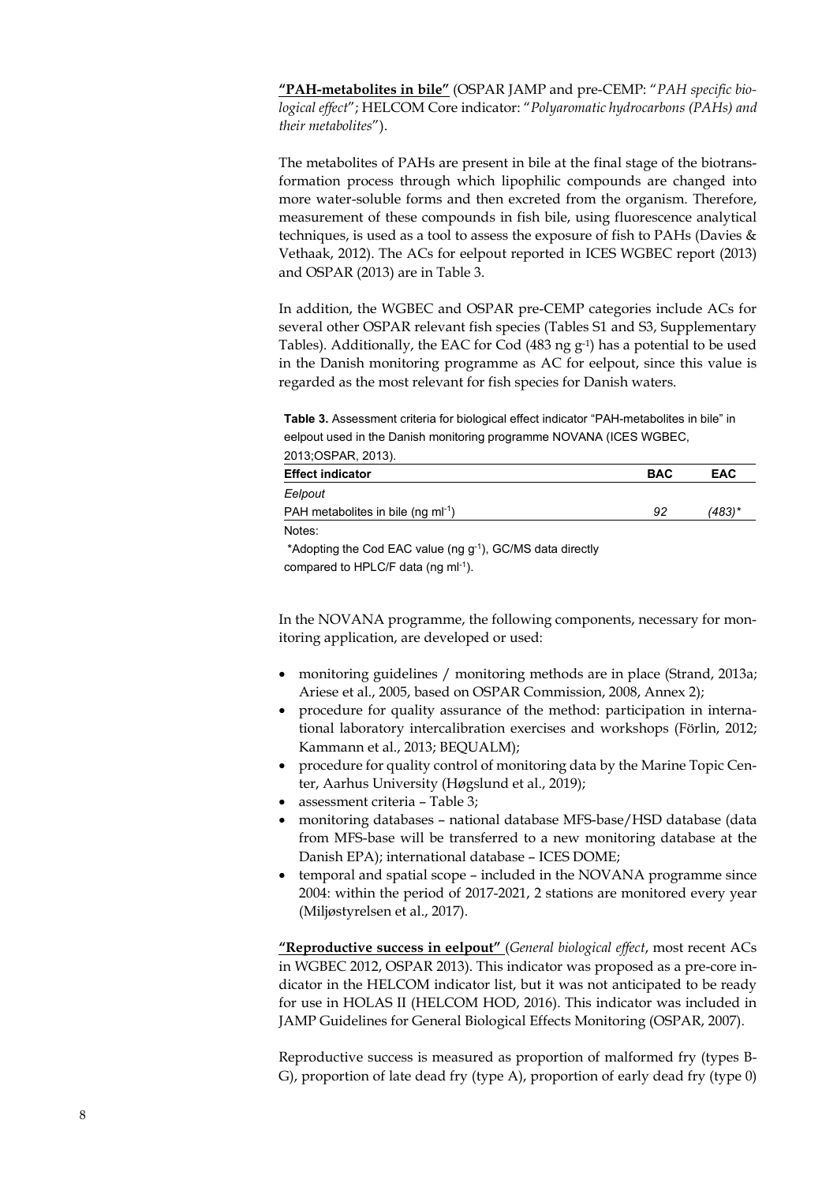**"PAH-metabolites in bile"** (OSPAR JAMP and pre-CEMP: "*PAH specific biological effect*"; HELCOM Core indicator: "*Polyaromatic hydrocarbons (PAHs) and their metabolites*").

The metabolites of PAHs are present in bile at the final stage of the biotransformation process through which lipophilic compounds are changed into more water-soluble forms and then excreted from the organism. Therefore, measurement of these compounds in fish bile, using fluorescence analytical techniques, is used as a tool to assess the exposure of fish to PAHs (Davies & Vethaak, 2012). The ACs for eelpout reported in ICES WGBEC report (2013) and OSPAR (2013) are in Table 3.

In addition, the WGBEC and OSPAR pre-CEMP categories include ACs for several other OSPAR relevant fish species (Tables S1 and S3, Supplementary Tables). Additionally, the EAC for Cod (483 ng $g^{-1}$) has a potential to be used in the Danish monitoring programme as AC for eelpout, since this value is regarded as the most relevant for fish species for Danish waters.

**Table 3.** Assessment criteria for biological effect indicator "PAH-metabolites in bile" in eelpout used in the Danish monitoring programme NOVANA (ICES WGBEC, 2013;OSPAR, 2013).

| Effect indicator | BAC | EAC |
|---|---|---|
| *Eelpout* | | |
| PAH metabolites in bile (ng $ml^{-1}$) | *92* | *(483)\** |

Notes:

\*Adopting the Cod EAC value (ng $g^{-1}$), GC/MS data directly compared to HPLC/F data (ng $ml^{-1}$).

In the NOVANA programme, the following components, necessary for monitoring application, are developed or used:

- monitoring guidelines / monitoring methods are in place (Strand, 2013a; Ariese et al., 2005, based on OSPAR Commission, 2008, Annex 2);
- procedure for quality assurance of the method: participation in international laboratory intercalibration exercises and workshops (Förlin, 2012; Kammann et al., 2013; BEQUALM);
- procedure for quality control of monitoring data by the Marine Topic Center, Aarhus University (Høgslund et al., 2019);
- assessment criteria – Table 3;
- monitoring databases – national database MFS-base/HSD database (data from MFS-base will be transferred to a new monitoring database at the Danish EPA); international database – ICES DOME;
- temporal and spatial scope – included in the NOVANA programme since 2004: within the period of 2017-2021, 2 stations are monitored every year (Miljøstyrelsen et al., 2017).

**"Reproductive success in eelpout"** (*General biological effect*, most recent ACs in WGBEC 2012, OSPAR 2013). This indicator was proposed as a pre-core indicator in the HELCOM indicator list, but it was not anticipated to be ready for use in HOLAS II (HELCOM HOD, 2016). This indicator was included in JAMP Guidelines for General Biological Effects Monitoring (OSPAR, 2007).

Reproductive success is measured as proportion of malformed fry (types B-G), proportion of late dead fry (type A), proportion of early dead fry (type 0)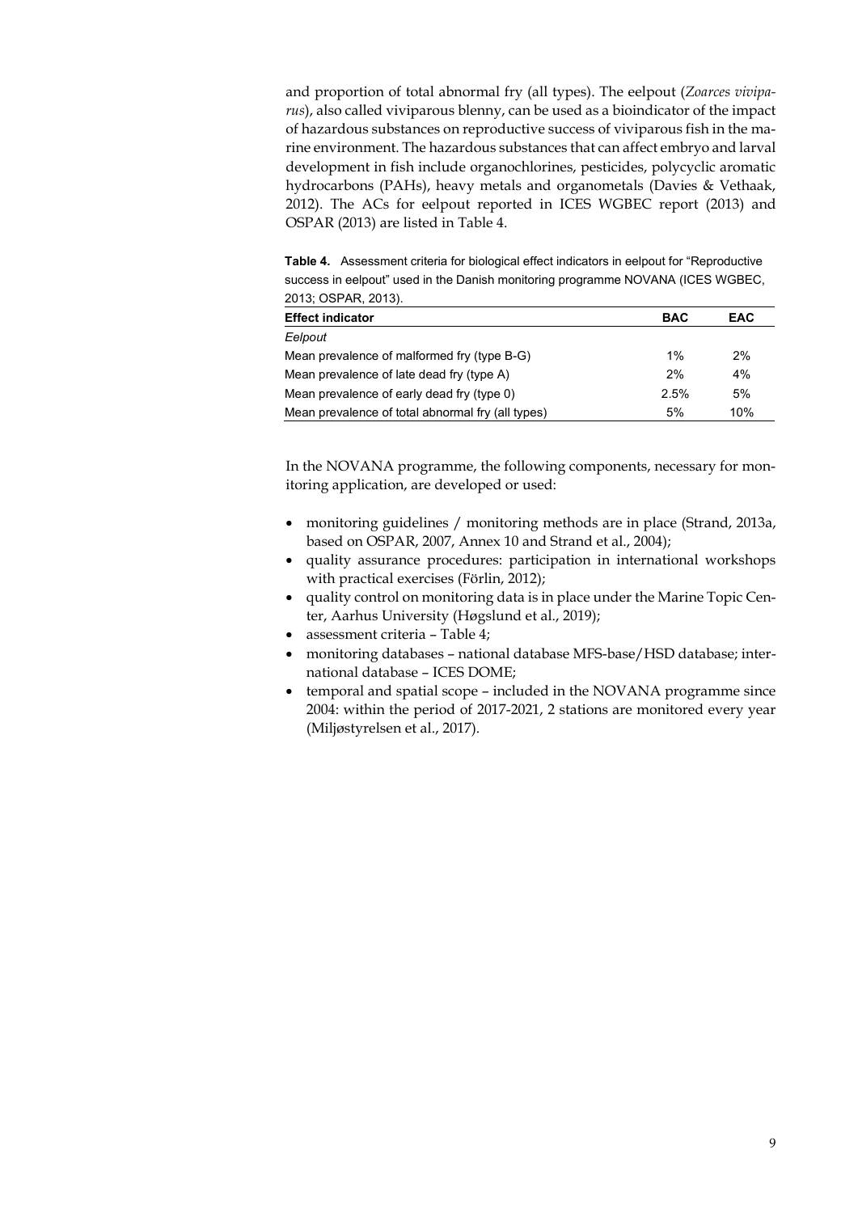and proportion of total abnormal fry (all types). The eelpout (*Zoarces viviparus*), also called viviparous blenny, can be used as a bioindicator of the impact of hazardous substances on reproductive success of viviparous fish in the marine environment. The hazardous substances that can affect embryo and larval development in fish include organochlorines, pesticides, polycyclic aromatic hydrocarbons (PAHs), heavy metals and organometals (Davies & Vethaak, 2012). The ACs for eelpout reported in ICES WGBEC report (2013) and OSPAR (2013) are listed in Table 4.

**Table 4.** Assessment criteria for biological effect indicators in eelpout for "Reproductive success in eelpout" used in the Danish monitoring programme NOVANA (ICES WGBEC, 2013; OSPAR, 2013).

| Effect indicator | BAC | EAC |
|---|---|---|
| *Eelpout* | | |
| Mean prevalence of malformed fry (type B-G) | 1% | 2% |
| Mean prevalence of late dead fry (type A) | 2% | 4% |
| Mean prevalence of early dead fry (type 0) | 2.5% | 5% |
| Mean prevalence of total abnormal fry (all types) | 5% | 10% |

In the NOVANA programme, the following components, necessary for monitoring application, are developed or used:

- monitoring guidelines / monitoring methods are in place (Strand, 2013a, based on OSPAR, 2007, Annex 10 and Strand et al., 2004);
- quality assurance procedures: participation in international workshops with practical exercises (Förlin, 2012);
- quality control on monitoring data is in place under the Marine Topic Center, Aarhus University (Høgslund et al., 2019);
- assessment criteria – Table 4;
- monitoring databases – national database MFS-base/HSD database; international database – ICES DOME;
- temporal and spatial scope – included in the NOVANA programme since 2004: within the period of 2017-2021, 2 stations are monitored every year (Miljøstyrelsen et al., 2017).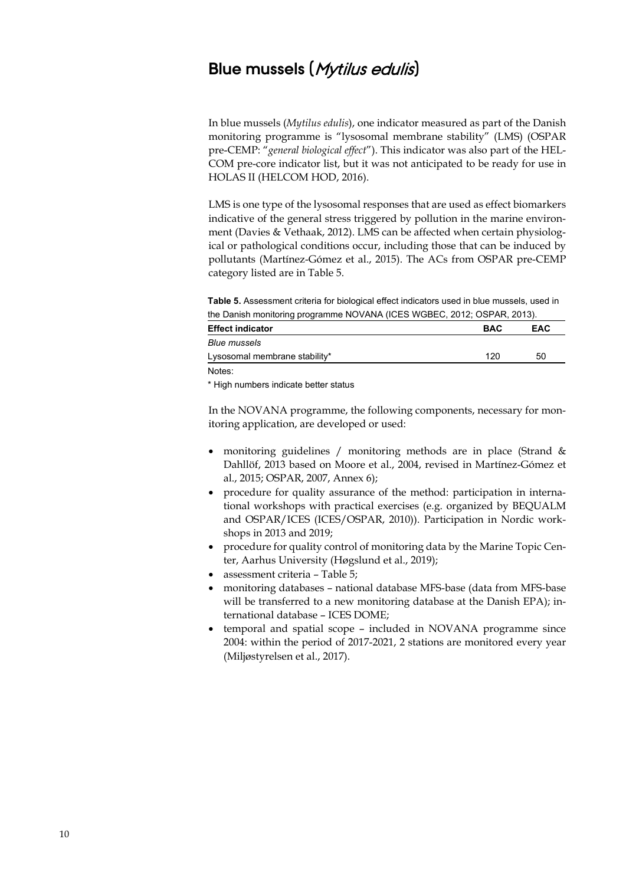## Blue mussels (*Mytilus edulis*)

In blue mussels (*Mytilus edulis*), one indicator measured as part of the Danish monitoring programme is "lysosomal membrane stability" (LMS) (OSPAR pre-CEMP: "*general biological effect*"). This indicator was also part of the HELCOM pre-core indicator list, but it was not anticipated to be ready for use in HOLAS II (HELCOM HOD, 2016).

LMS is one type of the lysosomal responses that are used as effect biomarkers indicative of the general stress triggered by pollution in the marine environment (Davies & Vethaak, 2012). LMS can be affected when certain physiological or pathological conditions occur, including those that can be induced by pollutants (Martínez-Gómez et al., 2015). The ACs from OSPAR pre-CEMP category listed are in Table 5.

**Table 5.** Assessment criteria for biological effect indicators used in blue mussels, used in the Danish monitoring programme NOVANA (ICES WGBEC, 2012; OSPAR, 2013).

| Effect indicator | BAC | EAC |
|---|---|---|
| *Blue mussels* | | |
| Lysosomal membrane stability* | 120 | 50 |

Notes:

* High numbers indicate better status

In the NOVANA programme, the following components, necessary for monitoring application, are developed or used:

- monitoring guidelines / monitoring methods are in place (Strand & Dahllöf, 2013 based on Moore et al., 2004, revised in Martínez-Gómez et al., 2015; OSPAR, 2007, Annex 6);
- procedure for quality assurance of the method: participation in international workshops with practical exercises (e.g. organized by BEQUALM and OSPAR/ICES (ICES/OSPAR, 2010)). Participation in Nordic workshops in 2013 and 2019;
- procedure for quality control of monitoring data by the Marine Topic Center, Aarhus University (Høgslund et al., 2019);
- assessment criteria – Table 5;
- monitoring databases – national database MFS-base (data from MFS-base will be transferred to a new monitoring database at the Danish EPA); international database – ICES DOME;
- temporal and spatial scope – included in NOVANA programme since 2004: within the period of 2017-2021, 2 stations are monitored every year (Miljøstyrelsen et al., 2017).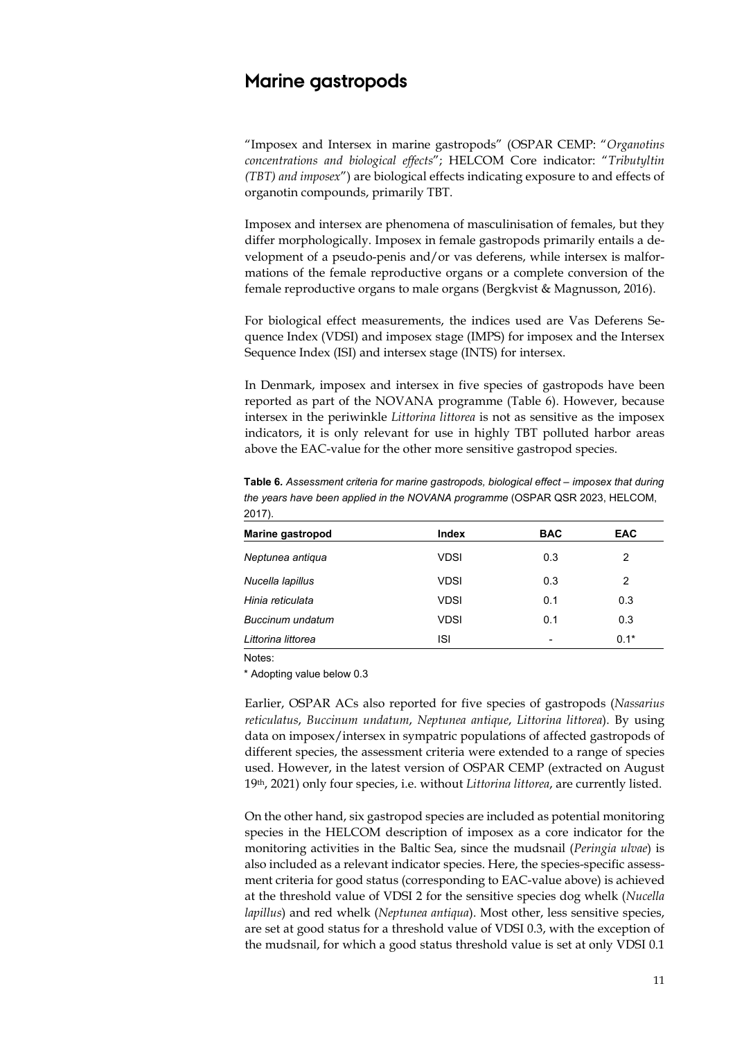## Marine gastropods

"Imposex and Intersex in marine gastropods" (OSPAR CEMP: "*Organotins concentrations and biological effects*"; HELCOM Core indicator: "*Tributyltin (TBT) and imposex*") are biological effects indicating exposure to and effects of organotin compounds, primarily TBT.

Imposex and intersex are phenomena of masculinisation of females, but they differ morphologically. Imposex in female gastropods primarily entails a development of a pseudo-penis and/or vas deferens, while intersex is malformations of the female reproductive organs or a complete conversion of the female reproductive organs to male organs (Bergkvist & Magnusson, 2016).

For biological effect measurements, the indices used are Vas Deferens Sequence Index (VDSI) and imposex stage (IMPS) for imposex and the Intersex Sequence Index (ISI) and intersex stage (INTS) for intersex.

In Denmark, imposex and intersex in five species of gastropods have been reported as part of the NOVANA programme (Table 6). However, because intersex in the periwinkle *Littorina littorea* is not as sensitive as the imposex indicators, it is only relevant for use in highly TBT polluted harbor areas above the EAC-value for the other more sensitive gastropod species.

**Table 6.** *Assessment criteria for marine gastropods, biological effect – imposex that during the years have been applied in the NOVANA programme* (OSPAR QSR 2023, HELCOM, 2017).

| Marine gastropod | Index | BAC | EAC |
|---|---|---|---|
| *Neptunea antiqua* | VDSI | 0.3 | 2 |
| *Nucella lapillus* | VDSI | 0.3 | 2 |
| *Hinia reticulata* | VDSI | 0.1 | 0.3 |
| *Buccinum undatum* | VDSI | 0.1 | 0.3 |
| *Littorina littorea* | ISI | - | 0.1* |

Notes:

* Adopting value below 0.3

Earlier, OSPAR ACs also reported for five species of gastropods (*Nassarius reticulatus*, *Buccinum undatum*, *Neptunea antique*, *Littorina littorea*). By using data on imposex/intersex in sympatric populations of affected gastropods of different species, the assessment criteria were extended to a range of species used. However, in the latest version of OSPAR CEMP (extracted on August 19th, 2021) only four species, i.e. without *Littorina littorea*, are currently listed.

On the other hand, six gastropod species are included as potential monitoring species in the HELCOM description of imposex as a core indicator for the monitoring activities in the Baltic Sea, since the mudsnail (*Peringia ulvae*) is also included as a relevant indicator species. Here, the species-specific assessment criteria for good status (corresponding to EAC-value above) is achieved at the threshold value of VDSI 2 for the sensitive species dog whelk (*Nucella lapillus*) and red whelk (*Neptunea antiqua*). Most other, less sensitive species, are set at good status for a threshold value of VDSI 0.3, with the exception of the mudsnail, for which a good status threshold value is set at only VDSI 0.1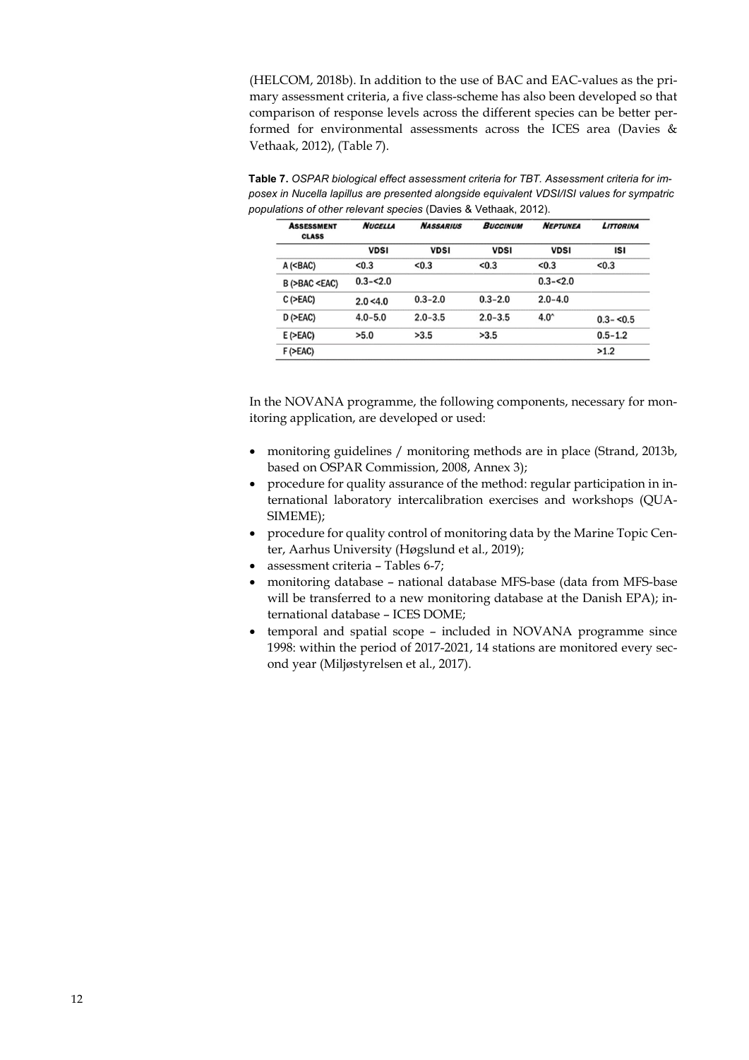(HELCOM, 2018b). In addition to the use of BAC and EAC-values as the primary assessment criteria, a five class-scheme has also been developed so that comparison of response levels across the different species can be better performed for environmental assessments across the ICES area (Davies & Vethaak, 2012), (Table 7).

**Table 7.** *OSPAR biological effect assessment criteria for TBT. Assessment criteria for imposex in Nucella lapillus are presented alongside equivalent VDSI/ISI values for sympatric populations of other relevant species* (Davies & Vethaak, 2012).

| Assessment class | *Nucella* | *Nassarius* | *Buccinum* | *Neptunea* | *Littorina* |
|---|---|---|---|---|---|
| | VDSI | VDSI | VDSI | VDSI | ISI |
| A (<BAC) | <0.3 | <0.3 | <0.3 | <0.3 | <0.3 |
| B (>BAC <EAC) | 0.3–<2.0 | | | 0.3–<2.0 | |
| C (>EAC) | 2.0 <4.0 | 0.3–2.0 | 0.3–2.0 | 2.0–4.0 | |
| D (>EAC) | 4.0–5.0 | 2.0–3.5 | 2.0–3.5 | 4.0^ | 0.3– <0.5 |
| E (>EAC) | >5.0 | >3.5 | >3.5 | | 0.5–1.2 |
| F (>EAC) | | | | | >1.2 |

In the NOVANA programme, the following components, necessary for monitoring application, are developed or used:

- monitoring guidelines / monitoring methods are in place (Strand, 2013b, based on OSPAR Commission, 2008, Annex 3);
- procedure for quality assurance of the method: regular participation in international laboratory intercalibration exercises and workshops (QUASIMEME);
- procedure for quality control of monitoring data by the Marine Topic Center, Aarhus University (Høgslund et al., 2019);
- assessment criteria – Tables 6-7;
- monitoring database – national database MFS-base (data from MFS-base will be transferred to a new monitoring database at the Danish EPA); international database – ICES DOME;
- temporal and spatial scope – included in NOVANA programme since 1998: within the period of 2017-2021, 14 stations are monitored every second year (Miljøstyrelsen et al., 2017).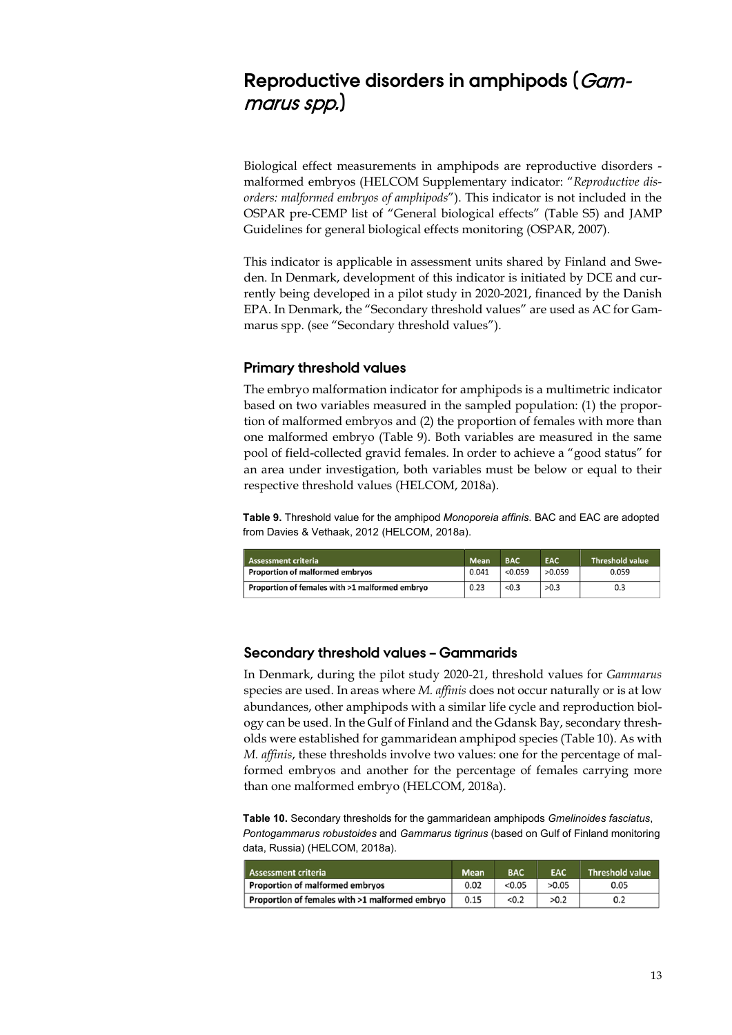# Reproductive disorders in amphipods (*Gammarus spp.*)

Biological effect measurements in amphipods are reproductive disorders - malformed embryos (HELCOM Supplementary indicator: "*Reproductive disorders: malformed embryos of amphipods*"). This indicator is not included in the OSPAR pre-CEMP list of "General biological effects" (Table S5) and JAMP Guidelines for general biological effects monitoring (OSPAR, 2007).

This indicator is applicable in assessment units shared by Finland and Sweden. In Denmark, development of this indicator is initiated by DCE and currently being developed in a pilot study in 2020-2021, financed by the Danish EPA. In Denmark, the "Secondary threshold values" are used as AC for Gammarus spp. (see "Secondary threshold values").

## Primary threshold values

The embryo malformation indicator for amphipods is a multimetric indicator based on two variables measured in the sampled population: (1) the proportion of malformed embryos and (2) the proportion of females with more than one malformed embryo (Table 9). Both variables are measured in the same pool of field-collected gravid females. In order to achieve a "good status" for an area under investigation, both variables must be below or equal to their respective threshold values (HELCOM, 2018a).

**Table 9.** Threshold value for the amphipod *Monoporeia affinis*. BAC and EAC are adopted from Davies & Vethaak, 2012 (HELCOM, 2018a).

| Assessment criteria | Mean | BAC | EAC | Threshold value |
|---|---|---|---|---|
| Proportion of malformed embryos | 0.041 | <0.059 | >0.059 | 0.059 |
| Proportion of females with >1 malformed embryo | 0.23 | <0.3 | >0.3 | 0.3 |

## Secondary threshold values – Gammarids

In Denmark, during the pilot study 2020-21, threshold values for *Gammarus* species are used. In areas where *M. affinis* does not occur naturally or is at low abundances, other amphipods with a similar life cycle and reproduction biology can be used. In the Gulf of Finland and the Gdansk Bay, secondary thresholds were established for gammaridean amphipod species (Table 10). As with *M. affinis*, these thresholds involve two values: one for the percentage of malformed embryos and another for the percentage of females carrying more than one malformed embryo (HELCOM, 2018a).

**Table 10.** Secondary thresholds for the gammaridean amphipods *Gmelinoides fasciatus*, *Pontogammarus robustoides* and *Gammarus tigrinus* (based on Gulf of Finland monitoring data, Russia) (HELCOM, 2018a).

| Assessment criteria | Mean | BAC | EAC | Threshold value |
|---|---|---|---|---|
| Proportion of malformed embryos | 0.02 | <0.05 | >0.05 | 0.05 |
| Proportion of females with >1 malformed embryo | 0.15 | <0.2 | >0.2 | 0.2 |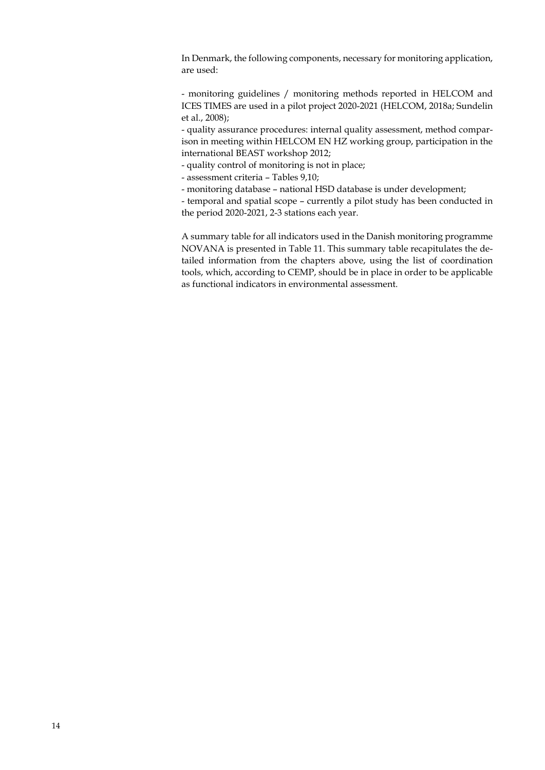In Denmark, the following components, necessary for monitoring application, are used:

- monitoring guidelines / monitoring methods reported in HELCOM and ICES TIMES are used in a pilot project 2020-2021 (HELCOM, 2018a; Sundelin et al., 2008);
- quality assurance procedures: internal quality assessment, method comparison in meeting within HELCOM EN HZ working group, participation in the international BEAST workshop 2012;
- quality control of monitoring is not in place;
- assessment criteria – Tables 9,10;
- monitoring database – national HSD database is under development;
- temporal and spatial scope – currently a pilot study has been conducted in the period 2020-2021, 2-3 stations each year.

A summary table for all indicators used in the Danish monitoring programme NOVANA is presented in Table 11. This summary table recapitulates the detailed information from the chapters above, using the list of coordination tools, which, according to CEMP, should be in place in order to be applicable as functional indicators in environmental assessment.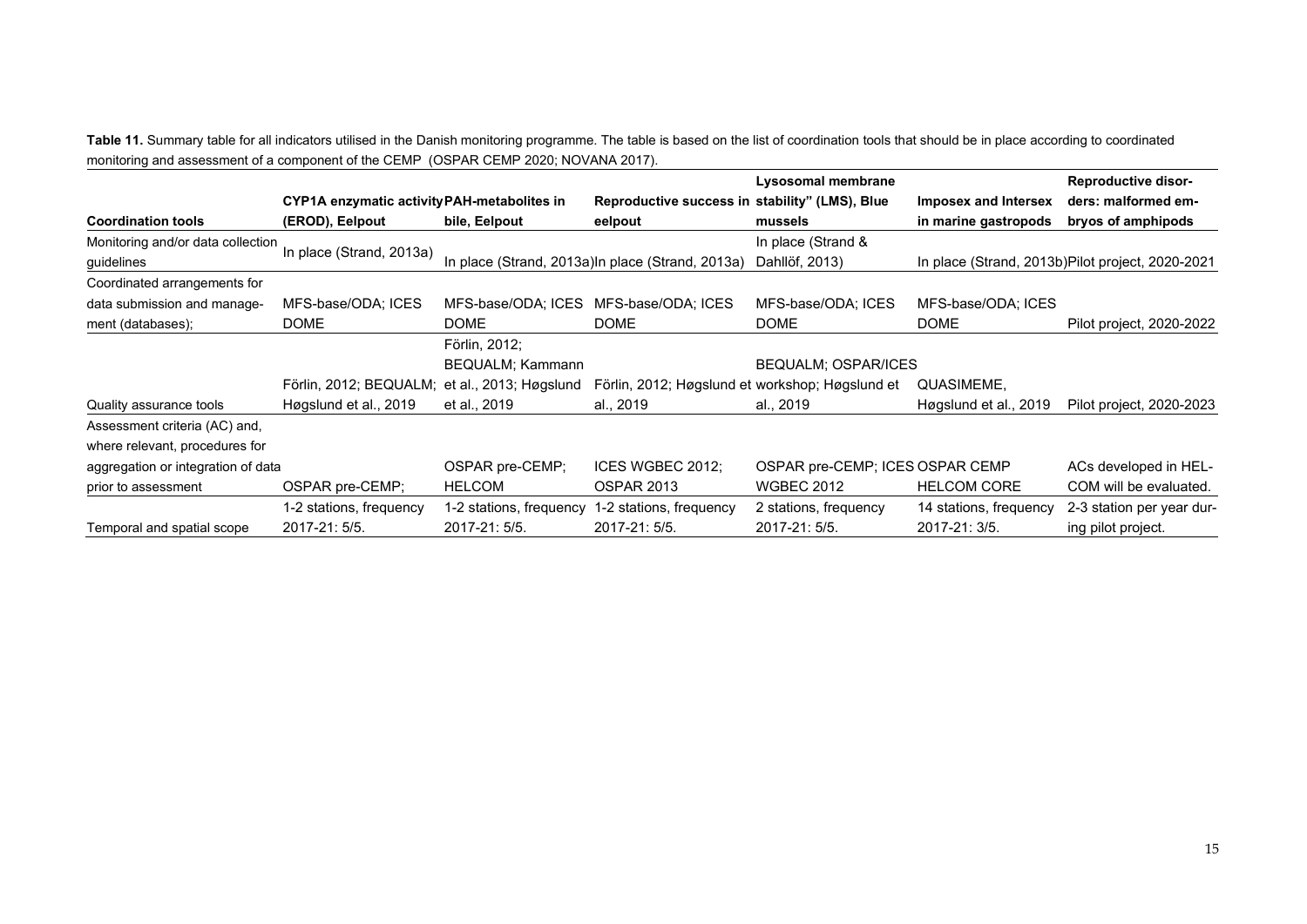**Table 11.** Summary table for all indicators utilised in the Danish monitoring programme. The table is based on the list of coordination tools that should be in place according to coordinated monitoring and assessment of a component of the CEMP (OSPAR CEMP 2020; NOVANA 2017).

| Coordination tools | CYP1A enzymatic activity (EROD), Eelpout | PAH-metabolites in bile, Eelpout | Reproductive success in eelpout | Lysosomal membrane stability" (LMS), Blue mussels | Imposex and Intersex in marine gastropods | Reproductive disorders: malformed embryos of amphipods |
|---|---|---|---|---|---|---|
| Monitoring and/or data collection guidelines | In place (Strand, 2013a) | In place (Strand, 2013a) | In place (Strand, 2013a) | In place (Strand & Dahllöf, 2013) | In place (Strand, 2013b) | Pilot project, 2020-2021 |
| Coordinated arrangements for data submission and management (databases); | MFS-base/ODA; ICES DOME | MFS-base/ODA; ICES DOME | MFS-base/ODA; ICES DOME | MFS-base/ODA; ICES DOME | MFS-base/ODA; ICES DOME | Pilot project, 2020-2022 |
| Quality assurance tools | Förlin, 2012; BEQUALM; Høgslund et al., 2019 | Förlin, 2012; BEQUALM; Kammann et al., 2013; Høgslund et al., 2019 | Förlin, 2012; Høgslund et al., 2019 | BEQUALM; OSPAR/ICES workshop; Høgslund et al., 2019 | QUASIMEME, Høgslund et al., 2019 | Pilot project, 2020-2023 |
| Assessment criteria (AC) and, where relevant, procedures for aggregation or integration of data prior to assessment | OSPAR pre-CEMP; | OSPAR pre-CEMP; HELCOM | ICES WGBEC 2012; OSPAR 2013 | OSPAR pre-CEMP; ICES WGBEC 2012 | OSPAR CEMP HELCOM CORE | ACs developed in HELCOM will be evaluated. |
| Temporal and spatial scope | 1-2 stations, frequency 2017-21: 5/5. | 1-2 stations, frequency 2017-21: 5/5. | 1-2 stations, frequency 2017-21: 5/5. | 2 stations, frequency 2017-21: 5/5. | 14 stations, frequency 2017-21: 3/5. | 2-3 station per year during pilot project. |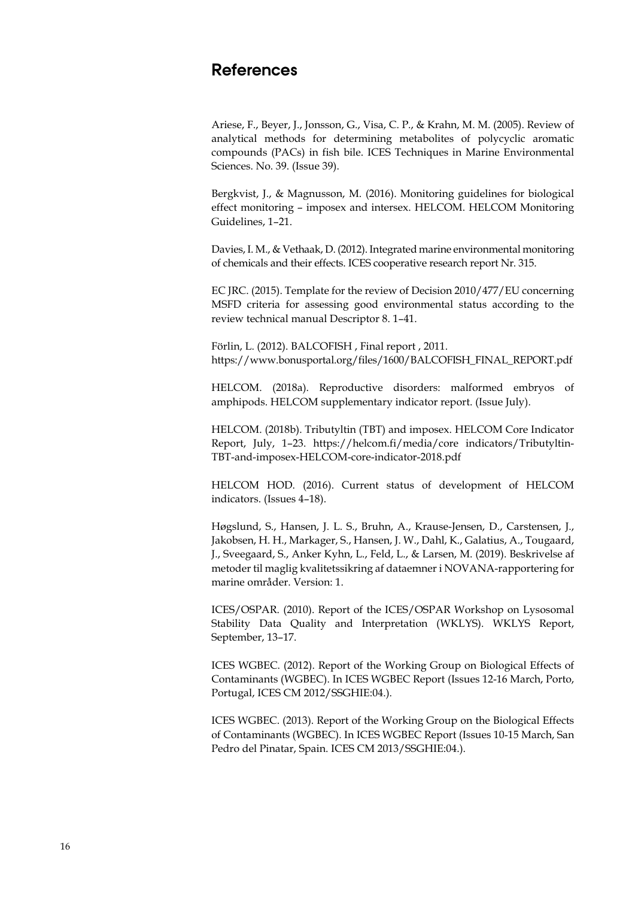# References

Ariese, F., Beyer, J., Jonsson, G., Visa, C. P., & Krahn, M. M. (2005). Review of analytical methods for determining metabolites of polycyclic aromatic compounds (PACs) in fish bile. ICES Techniques in Marine Environmental Sciences. No. 39. (Issue 39).

Bergkvist, J., & Magnusson, M. (2016). Monitoring guidelines for biological effect monitoring – imposex and intersex. HELCOM. HELCOM Monitoring Guidelines, 1–21.

Davies, I. M., & Vethaak, D. (2012). Integrated marine environmental monitoring of chemicals and their effects. ICES cooperative research report Nr. 315.

EC JRC. (2015). Template for the review of Decision 2010/477/EU concerning MSFD criteria for assessing good environmental status according to the review technical manual Descriptor 8. 1–41.

Förlin, L. (2012). BALCOFISH , Final report , 2011. https://www.bonusportal.org/files/1600/BALCOFISH_FINAL_REPORT.pdf

HELCOM. (2018a). Reproductive disorders: malformed embryos of amphipods. HELCOM supplementary indicator report. (Issue July).

HELCOM. (2018b). Tributyltin (TBT) and imposex. HELCOM Core Indicator Report, July, 1–23. https://helcom.fi/media/core indicators/Tributyltin-TBT-and-imposex-HELCOM-core-indicator-2018.pdf

HELCOM HOD. (2016). Current status of development of HELCOM indicators. (Issues 4–18).

Høgslund, S., Hansen, J. L. S., Bruhn, A., Krause-Jensen, D., Carstensen, J., Jakobsen, H. H., Markager, S., Hansen, J. W., Dahl, K., Galatius, A., Tougaard, J., Sveegaard, S., Anker Kyhn, L., Feld, L., & Larsen, M. (2019). Beskrivelse af metoder til maglig kvalitetssikring af dataemner i NOVANA-rapportering for marine områder. Version: 1.

ICES/OSPAR. (2010). Report of the ICES/OSPAR Workshop on Lysosomal Stability Data Quality and Interpretation (WKLYS). WKLYS Report, September, 13–17.

ICES WGBEC. (2012). Report of the Working Group on Biological Effects of Contaminants (WGBEC). In ICES WGBEC Report (Issues 12-16 March, Porto, Portugal, ICES CM 2012/SSGHIE:04.).

ICES WGBEC. (2013). Report of the Working Group on the Biological Effects of Contaminants (WGBEC). In ICES WGBEC Report (Issues 10-15 March, San Pedro del Pinatar, Spain. ICES CM 2013/SSGHIE:04.).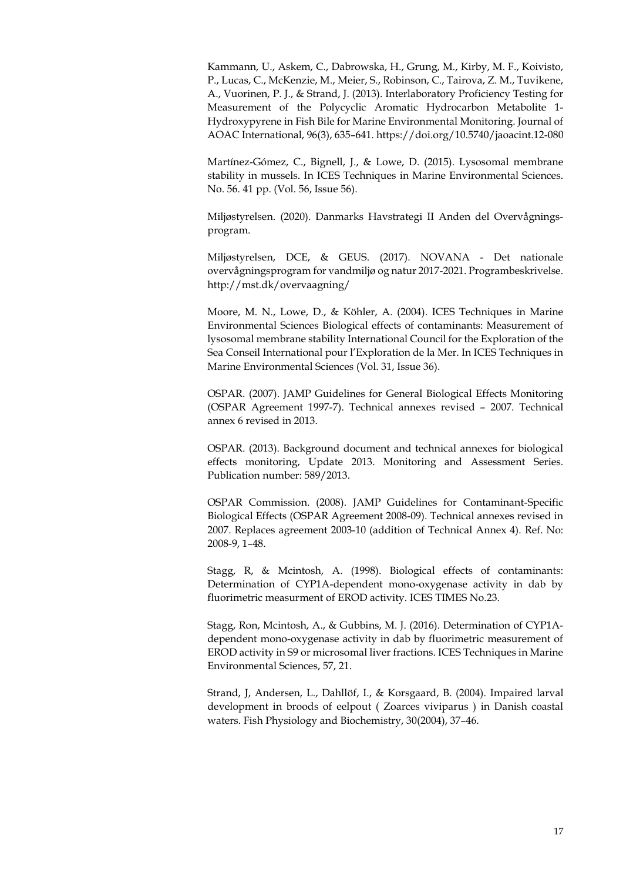Kammann, U., Askem, C., Dabrowska, H., Grung, M., Kirby, M. F., Koivisto, P., Lucas, C., McKenzie, M., Meier, S., Robinson, C., Tairova, Z. M., Tuvikene, A., Vuorinen, P. J., & Strand, J. (2013). Interlaboratory Proficiency Testing for Measurement of the Polycyclic Aromatic Hydrocarbon Metabolite 1-Hydroxypyrene in Fish Bile for Marine Environmental Monitoring. Journal of AOAC International, 96(3), 635–641. https://doi.org/10.5740/jaoacint.12-080

Martínez-Gómez, C., Bignell, J., & Lowe, D. (2015). Lysosomal membrane stability in mussels. In ICES Techniques in Marine Environmental Sciences. No. 56. 41 pp. (Vol. 56, Issue 56).

Miljøstyrelsen. (2020). Danmarks Havstrategi II Anden del Overvågnings-program.

Miljøstyrelsen, DCE, & GEUS. (2017). NOVANA - Det nationale overvågningsprogram for vandmiljø og natur 2017-2021. Programbeskrivelse. http://mst.dk/overvaagning/

Moore, M. N., Lowe, D., & Köhler, A. (2004). ICES Techniques in Marine Environmental Sciences Biological effects of contaminants: Measurement of lysosomal membrane stability International Council for the Exploration of the Sea Conseil International pour l'Exploration de la Mer. In ICES Techniques in Marine Environmental Sciences (Vol. 31, Issue 36).

OSPAR. (2007). JAMP Guidelines for General Biological Effects Monitoring (OSPAR Agreement 1997-7). Technical annexes revised – 2007. Technical annex 6 revised in 2013.

OSPAR. (2013). Background document and technical annexes for biological effects monitoring, Update 2013. Monitoring and Assessment Series. Publication number: 589/2013.

OSPAR Commission. (2008). JAMP Guidelines for Contaminant-Specific Biological Effects (OSPAR Agreement 2008-09). Technical annexes revised in 2007. Replaces agreement 2003-10 (addition of Technical Annex 4). Ref. No: 2008-9, 1–48.

Stagg, R, & Mcintosh, A. (1998). Biological effects of contaminants: Determination of CYP1A-dependent mono-oxygenase activity in dab by fluorimetric measurment of EROD activity. ICES TIMES No.23.

Stagg, Ron, Mcintosh, A., & Gubbins, M. J. (2016). Determination of CYP1A-dependent mono-oxygenase activity in dab by fluorimetric measurement of EROD activity in S9 or microsomal liver fractions. ICES Techniques in Marine Environmental Sciences, 57, 21.

Strand, J, Andersen, L., Dahllöf, I., & Korsgaard, B. (2004). Impaired larval development in broods of eelpout ( Zoarces viviparus ) in Danish coastal waters. Fish Physiology and Biochemistry, 30(2004), 37–46.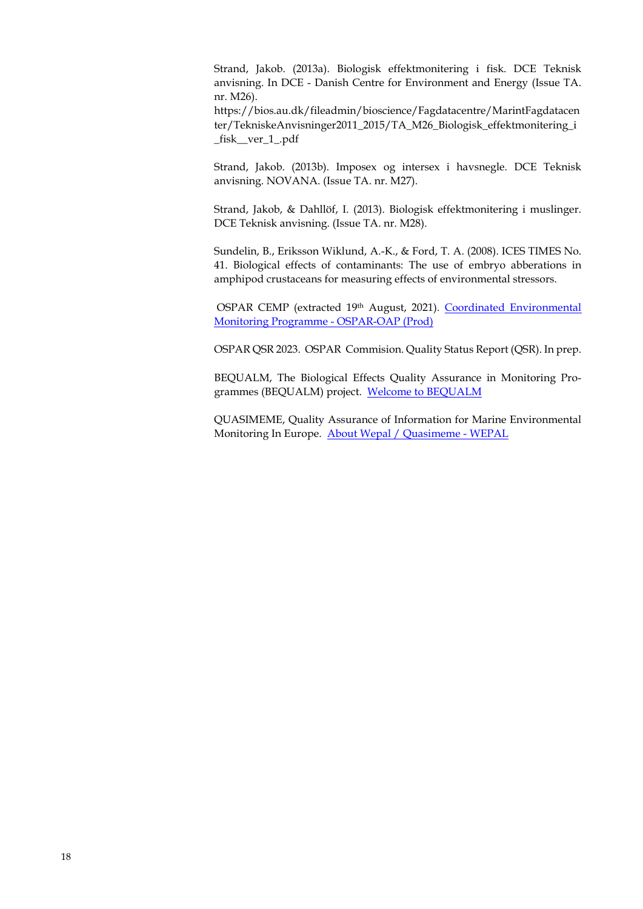Strand, Jakob. (2013a). Biologisk effektmonitering i fisk. DCE Teknisk anvisning. In DCE - Danish Centre for Environment and Energy (Issue TA. nr. M26). https://bios.au.dk/fileadmin/bioscience/Fagdatacentre/MarintFagdatacenter/TekniskeAnvisninger2011_2015/TA_M26_Biologisk_effektmonitering_i_fisk__ver_1_.pdf

Strand, Jakob. (2013b). Imposex og intersex i havsnegle. DCE Teknisk anvisning. NOVANA. (Issue TA. nr. M27).

Strand, Jakob, & Dahllöf, I. (2013). Biologisk effektmonitering i muslinger. DCE Teknisk anvisning. (Issue TA. nr. M28).

Sundelin, B., Eriksson Wiklund, A.-K., & Ford, T. A. (2008). ICES TIMES No. 41. Biological effects of contaminants: The use of embryo abberations in amphipod crustaceans for measuring effects of environmental stressors.

OSPAR CEMP (extracted 19th August, 2021). [Coordinated Environmental Monitoring Programme - OSPAR-OAP (Prod)]

OSPAR QSR 2023. OSPAR Commision. Quality Status Report (QSR). In prep.

BEQUALM, The Biological Effects Quality Assurance in Monitoring Programmes (BEQUALM) project. [Welcome to BEQUALM]

QUASIMEME, Quality Assurance of Information for Marine Environmental Monitoring In Europe. [About Wepal / Quasimeme - WEPAL]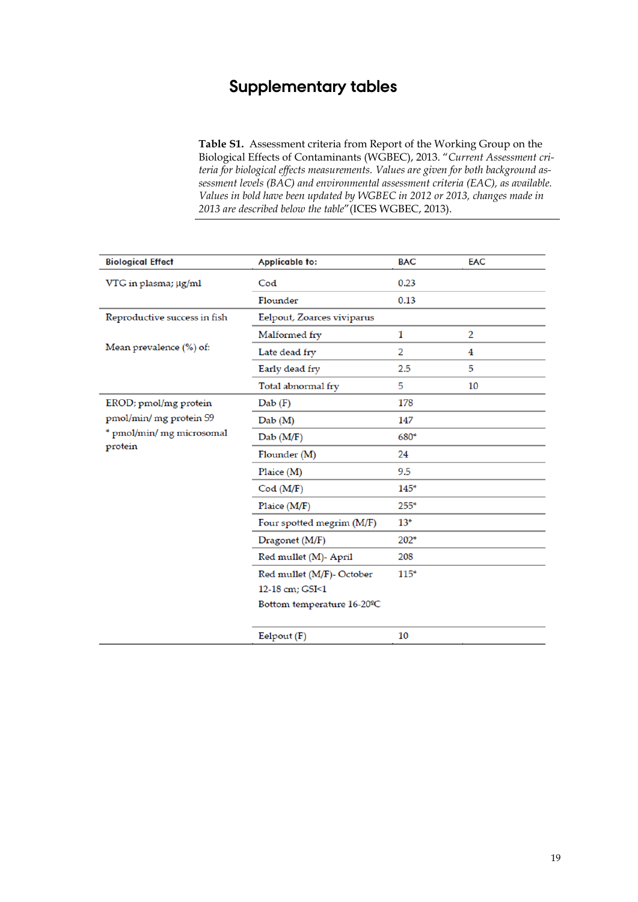# Supplementary tables

**Table S1.** Assessment criteria from Report of the Working Group on the Biological Effects of Contaminants (WGBEC), 2013. "*Current Assessment criteria for biological effects measurements. Values are given for both background assessment levels (BAC) and environmental assessment criteria (EAC), as available. Values in bold have been updated by WGBEC in 2012 or 2013, changes made in 2013 are described below the table*"(ICES WGBEC, 2013).

| Biological Effect | Applicable to: | BAC | EAC |
|---|---|---|---|
| VTG in plasma; µg/ml | Cod | 0.23 | |
| | Flounder | 0.13 | |
| Reproductive success in fish | Eelpout, Zoarces viviparus | | |
| Mean prevalence (%) of: | Malformed fry | 1 | 2 |
| | Late dead fry | 2 | 4 |
| | Early dead fry | 2.5 | 5 |
| | Total abnormal fry | 5 | 10 |
| EROD; pmol/mg protein pmol/min/ mg protein S9 * pmol/min/ mg microsomal protein | Dab (F) | 178 | |
| | Dab (M) | 147 | |
| | Dab (M/F) | 680* | |
| | Flounder (M) | 24 | |
| | Plaice (M) | 9.5 | |
| | Cod (M/F) | 145* | |
| | Plaice (M/F) | 255* | |
| | Four spotted megrim (M/F) | 13* | |
| | Dragonet (M/F) | 202* | |
| | Red mullet (M)- April | 208 | |
| | Red mullet (M/F)- October 12-18 cm; GSI<1 Bottom temperature 16-20ºC | 115* | |
| | Eelpout (F) | 10 | |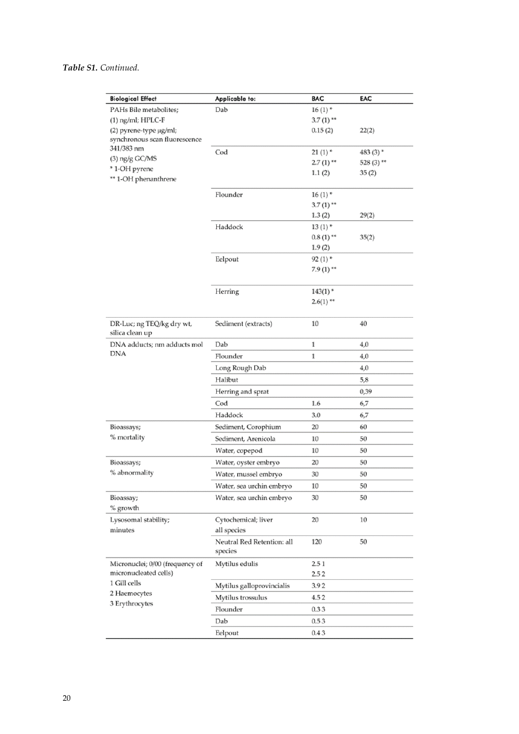***Table S1.*** *Continued.*

| Biological Effect | Applicable to: | BAC | EAC |
|---|---|---|---|
| PAHs Bile metabolites;<br>(1) ng/ml; HPLC-F<br>(2) pyrene-type µg/ml; synchronous scan fluorescence 341/383 nm<br>(3) ng/g GC/MS<br>* 1-OH pyrene<br>** 1-OH phenanthrene | Dab | 16 (1) *<br>3.7 (1) **<br>0.15 (2) | <br><br>22(2) |
| | Cod | 21 (1) *<br>2.7 (1) **<br>1.1 (2) | 483 (3) *<br>528 (3) **<br>35 (2) |
| | Flounder | 16 (1) *<br>3.7 (1) **<br>1.3 (2) | <br><br>29(2) |
| | Haddock | 13 (1) *<br>0.8 (1) **<br>1.9 (2) | <br>35(2) |
| | Eelpout | 92 (1) *<br>7.9 (1) ** | |
| | Herring | 143(1) *<br>2.6(1) ** | |
| DR-Luc; ng TEQ/kg dry wt, silica clean up | Sediment (extracts) | 10 | 40 |
| DNA adducts; nm adducts mol DNA | Dab | 1 | 4,0 |
| | Flounder | 1 | 4,0 |
| | Long Rough Dab | | 4,0 |
| | Halibut | | 5,8 |
| | Herring and sprat | | 0,39 |
| | Cod | 1.6 | 6,7 |
| | Haddock | 3.0 | 6,7 |
| Bioassays;<br>% mortality | Sediment, Corophium | 20 | 60 |
| | Sediment, Arenicola | 10 | 50 |
| | Water, copepod | 10 | 50 |
| Bioassays;<br>% abnormality | Water, oyster embryo | 20 | 50 |
| | Water, mussel embryo | 30 | 50 |
| | Water, sea urchin embryo | 10 | 50 |
| Bioassay;<br>% growth | Water, sea urchin embryo | 30 | 50 |
| Lysosomal stability;<br>minutes | Cytochemical; liver all species | 20 | 10 |
| | Neutral Red Retention: all species | 120 | 50 |
| Micronuclei; 0/00 (frequency of micronucleated cells)<br>1 Gill cells<br>2 Haemocytes<br>3 Erythrocytes | Mytilus edulis | 2.5 1<br>2.5 2 | |
| | Mytilus galloprovincialis | 3.9 2 | |
| | Mytilus trossulus | 4.5 2 | |
| | Flounder | 0.3 3 | |
| | Dab | 0.5 3 | |
| | Eelpout | 0.4 3 | |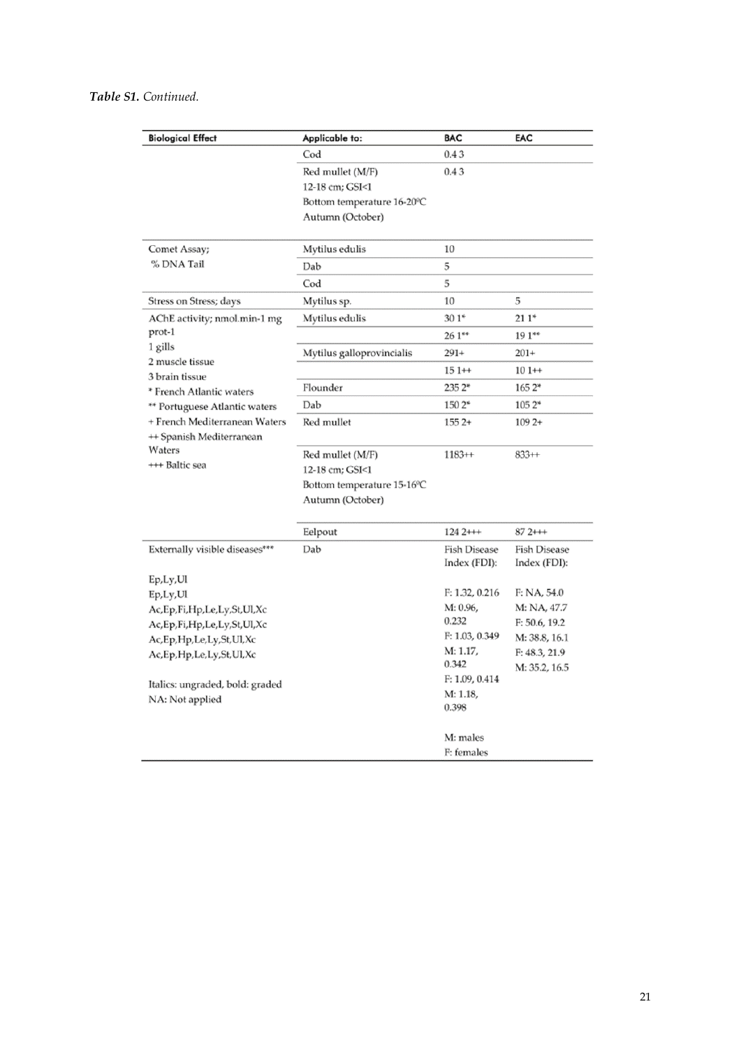***Table S1.*** *Continued.*

| Biological Effect | Applicable to: | BAC | EAC |
|---|---|---|---|
| | Cod | 0.4 3 | |
| | Red mullet (M/F) 12-18 cm; GSI<1 Bottom temperature 16-20ºC Autumn (October) | 0.4 3 | |
| Comet Assay; % DNA Tail | Mytilus edulis | 10 | |
| | Dab | 5 | |
| | Cod | 5 | |
| Stress on Stress; days | Mytilus sp. | 10 | 5 |
| AChE activity; nmol.min-1 mg prot-1 1 gills 2 muscle tissue 3 brain tissue * French Atlantic waters ** Portuguese Atlantic waters + French Mediterranean Waters ++ Spanish Mediterranean Waters +++ Baltic sea | Mytilus edulis | 30 1* | 21 1* |
| | | 26 1** | 19 1** |
| | Mytilus galloprovincialis | 291+ | 201+ |
| | | 15 1++ | 10 1++ |
| | Flounder | 235 2* | 165 2* |
| | Dab | 150 2* | 105 2* |
| | Red mullet | 155 2+ | 109 2+ |
| | Red mullet (M/F) 12-18 cm; GSI<1 Bottom temperature 15-16ºC Autumn (October) | 1183++ | 833++ |
| | Eelpout | 124 2+++ | 87 2+++ |
| Externally visible diseases*** Ep,Ly,Ul Ep,Ly,Ul Ac,Ep,Fi,Hp,Le,Ly,St,Ul,Xc Ac,Ep,Fi,Hp,Le,Ly,St,Ul,Xc Ac,Ep,Hp,Le,Ly,St,Ul,Xc Ac,Ep,Hp,Le,Ly,St,Ul,Xc Italics: ungraded, bold: graded NA: Not applied | Dab | Fish Disease Index (FDI): F: 1.32, 0.216 M: 0.96, 0.232 F: 1.03, 0.349 M: 1.17, 0.342 F: 1.09, 0.414 M: 1.18, 0.398 M: males F: females | Fish Disease Index (FDI): F: NA, 54.0 M: NA, 47.7 F: 50.6, 19.2 M: 38.8, 16.1 F: 48.3, 21.9 M: 35.2, 16.5 |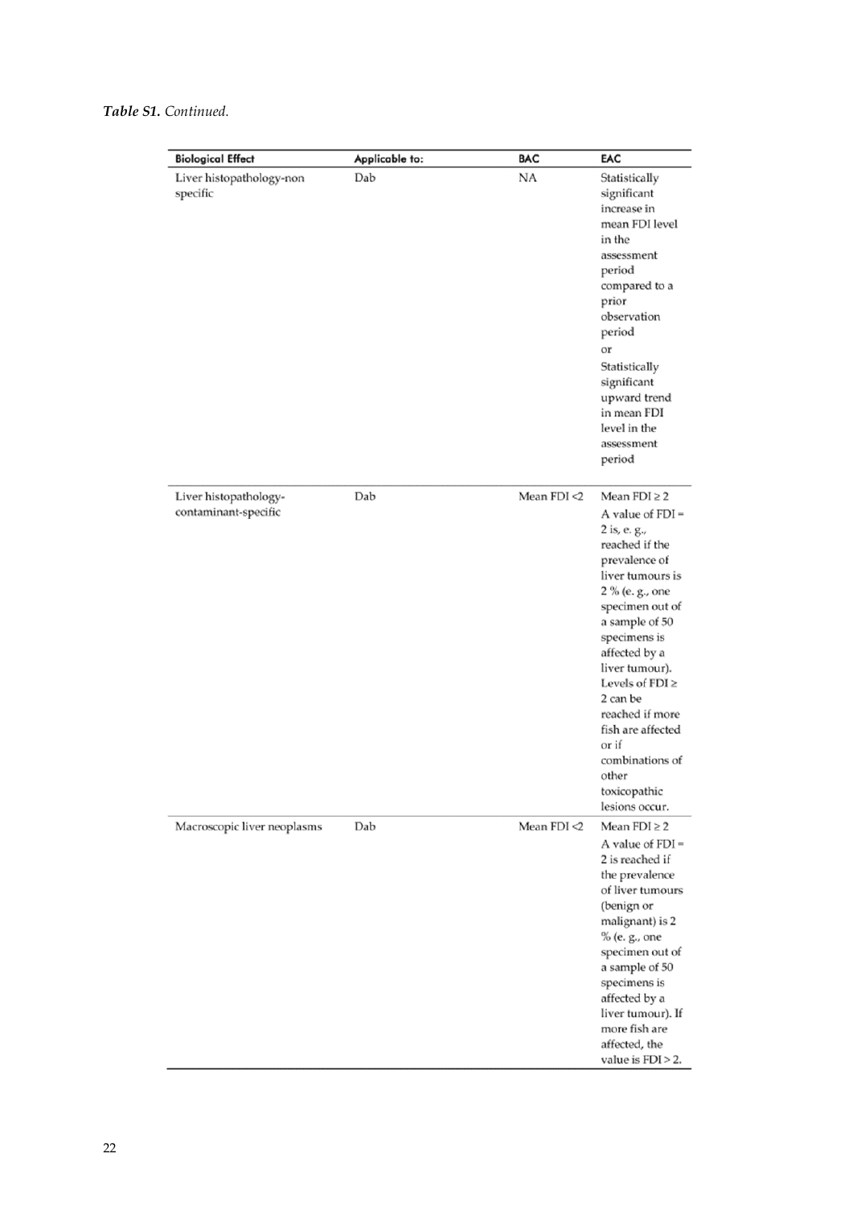*Table S1. Continued.*

| Biological Effect | Applicable to: | BAC | EAC |
|---|---|---|---|
| Liver histopathology-non specific | Dab | NA | Statistically significant increase in mean FDI level in the assessment period compared to a prior observation period or Statistically significant upward trend in mean FDI level in the assessment period |
| Liver histopathology-contaminant-specific | Dab | Mean FDI <2 | Mean FDI ≥ 2 A value of FDI = 2 is, e. g., reached if the prevalence of liver tumours is 2 % (e. g., one specimen out of a sample of 50 specimens is affected by a liver tumour). Levels of FDI ≥ 2 can be reached if more fish are affected or if combinations of other toxicopathic lesions occur. |
| Macroscopic liver neoplasms | Dab | Mean FDI <2 | Mean FDI ≥ 2 A value of FDI = 2 is reached if the prevalence of liver tumours (benign or malignant) is 2 % (e. g., one specimen out of a sample of 50 specimens is affected by a liver tumour). If more fish are affected, the value is FDI > 2. |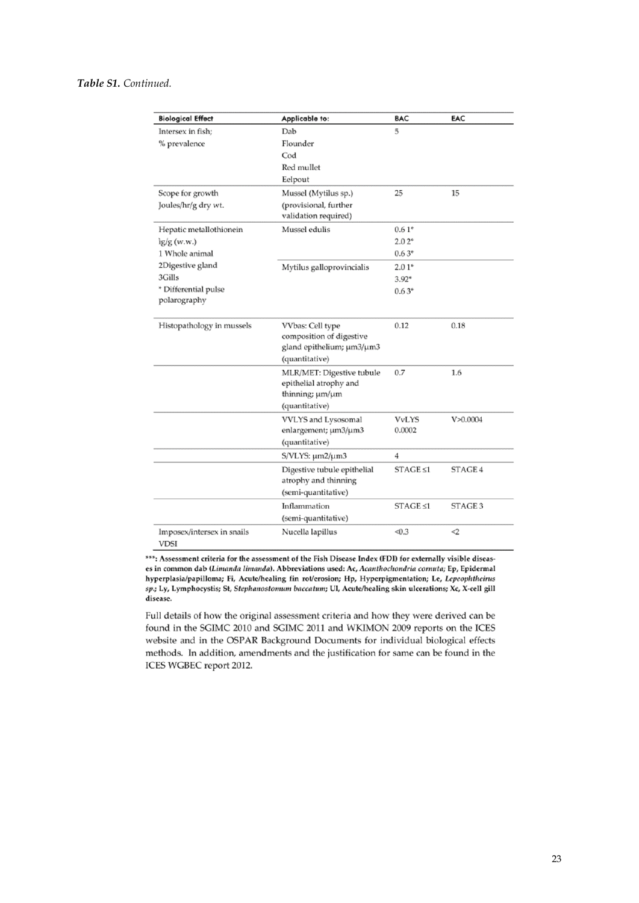***Table S1.*** *Continued.*

| Biological Effect | Applicable to: | BAC | EAC |
|---|---|---|---|
| Intersex in fish;<br>% prevalence | Dab<br>Flounder<br>Cod<br>Red mullet<br>Eelpout | 5 | |
| Scope for growth<br>Joules/hr/g dry wt. | Mussel (Mytilus sp.)<br>(provisional, further validation required) | 25 | 15 |
| Hepatic metallothionein<br>ìg/g (w.w.)<br>1 Whole animal<br>2Digestive gland<br>3Gills<br>* Differential pulse polarography | Mussel edulis | 0.6 1*<br>2.0 2*<br>0.6 3* | |
| | Mytilus galloprovincialis | 2.0 1*<br>3.92*<br>0.6 3* | |
| Histopathology in mussels | VVbas: Cell type composition of digestive gland epithelium; μm3/μm3 (quantitative) | 0.12 | 0.18 |
| | MLR/MET: Digestive tubule epithelial atrophy and thinning; μm/μm (quantitative) | 0.7 | 1.6 |
| | VVLYS and Lysosomal enlargement; μm3/μm3 (quantitative) | VvLYS<br>0.0002 | V>0.0004 |
| | S/VLYS: μm2/μm3 | 4 | |
| | Digestive tubule epithelial atrophy and thinning (semi-quantitative) | STAGE ≤1 | STAGE 4 |
| | Inflammation (semi-quantitative) | STAGE ≤1 | STAGE 3 |
| Imposex/intersex in snails<br>VDSI | Nucella lapillus | <0.3 | <2 |

**\*\*\*: Assessment criteria for the assessment of the Fish Disease Index (FDI) for externally visible diseases in common dab (*Limanda limanda*). Abbreviations used: Ac, *Acanthochondria cornuta;* Ep, Epidermal hyperplasia/papilloma; Fi, Acute/healing fin rot/erosion; Hp, Hyperpigmentation; Le, *Lepeophtheirus sp.;* Ly, Lymphocystis; St, *Stephanostomum baccatum;* Ul, Acute/healing skin ulcerations; Xc, X-cell gill disease.**

Full details of how the original assessment criteria and how they were derived can be found in the SGIMC 2010 and SGIMC 2011 and WKIMON 2009 reports on the ICES website and in the OSPAR Background Documents for individual biological effects methods. In addition, amendments and the justification for same can be found in the ICES WGBEC report 2012.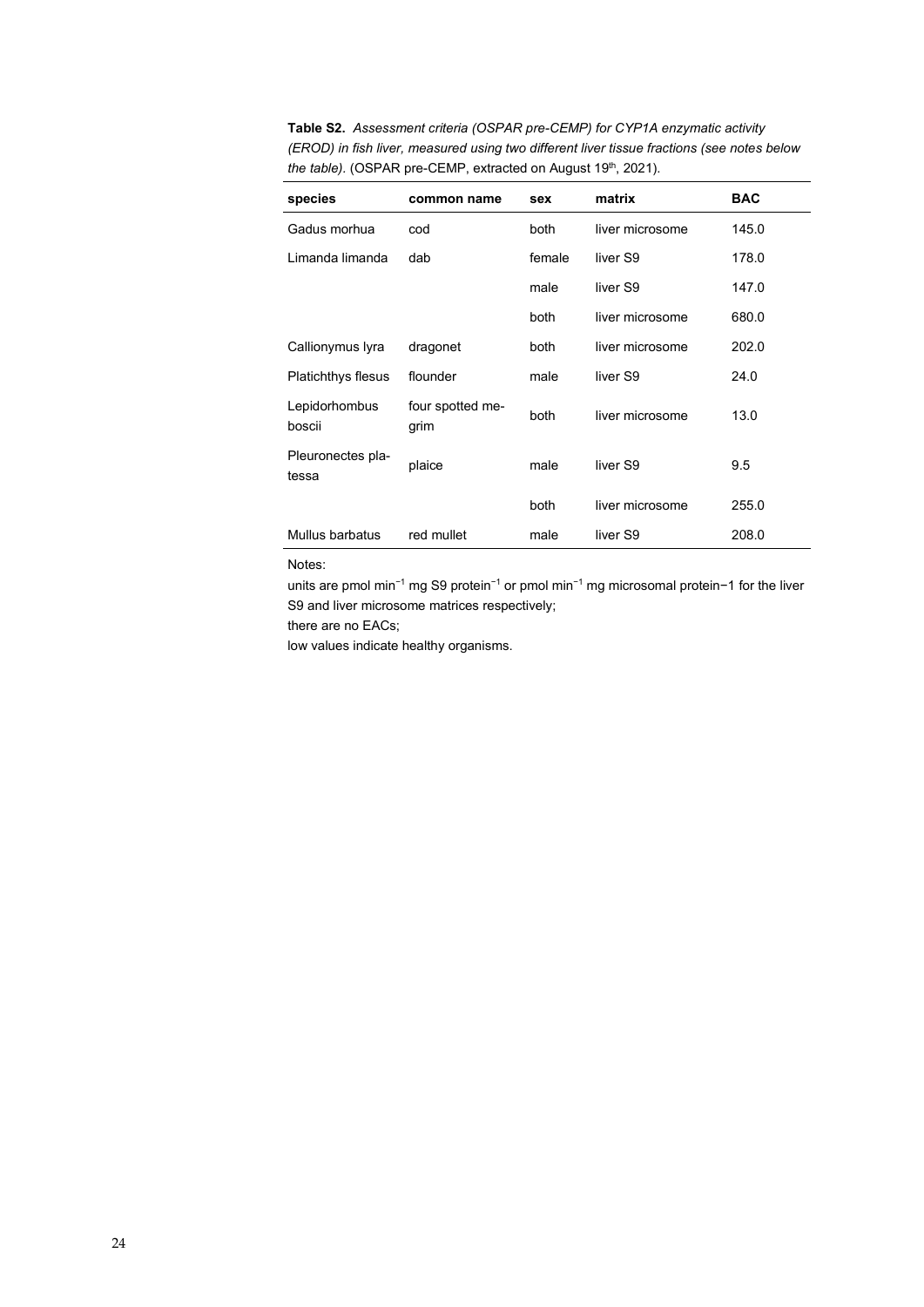**Table S2.** *Assessment criteria (OSPAR pre-CEMP) for CYP1A enzymatic activity (EROD) in fish liver, measured using two different liver tissue fractions (see notes below the table).* (OSPAR pre-CEMP, extracted on August 19th, 2021).

| species | common name | sex | matrix | BAC |
|---|---|---|---|---|
| Gadus morhua | cod | both | liver microsome | 145.0 |
| Limanda limanda | dab | female | liver S9 | 178.0 |
| | | male | liver S9 | 147.0 |
| | | both | liver microsome | 680.0 |
| Callionymus lyra | dragonet | both | liver microsome | 202.0 |
| Platichthys flesus | flounder | male | liver S9 | 24.0 |
| Lepidorhombus boscii | four spotted megrim | both | liver microsome | 13.0 |
| Pleuronectes platessa | plaice | male | liver S9 | 9.5 |
| | | both | liver microsome | 255.0 |
| Mullus barbatus | red mullet | male | liver S9 | 208.0 |

Notes:

units are pmol $min^{-1}$ mg S9 $protein^{-1}$ or pmol $min^{-1}$ mg microsomal protein−1 for the liver S9 and liver microsome matrices respectively;

there are no EACs;

low values indicate healthy organisms.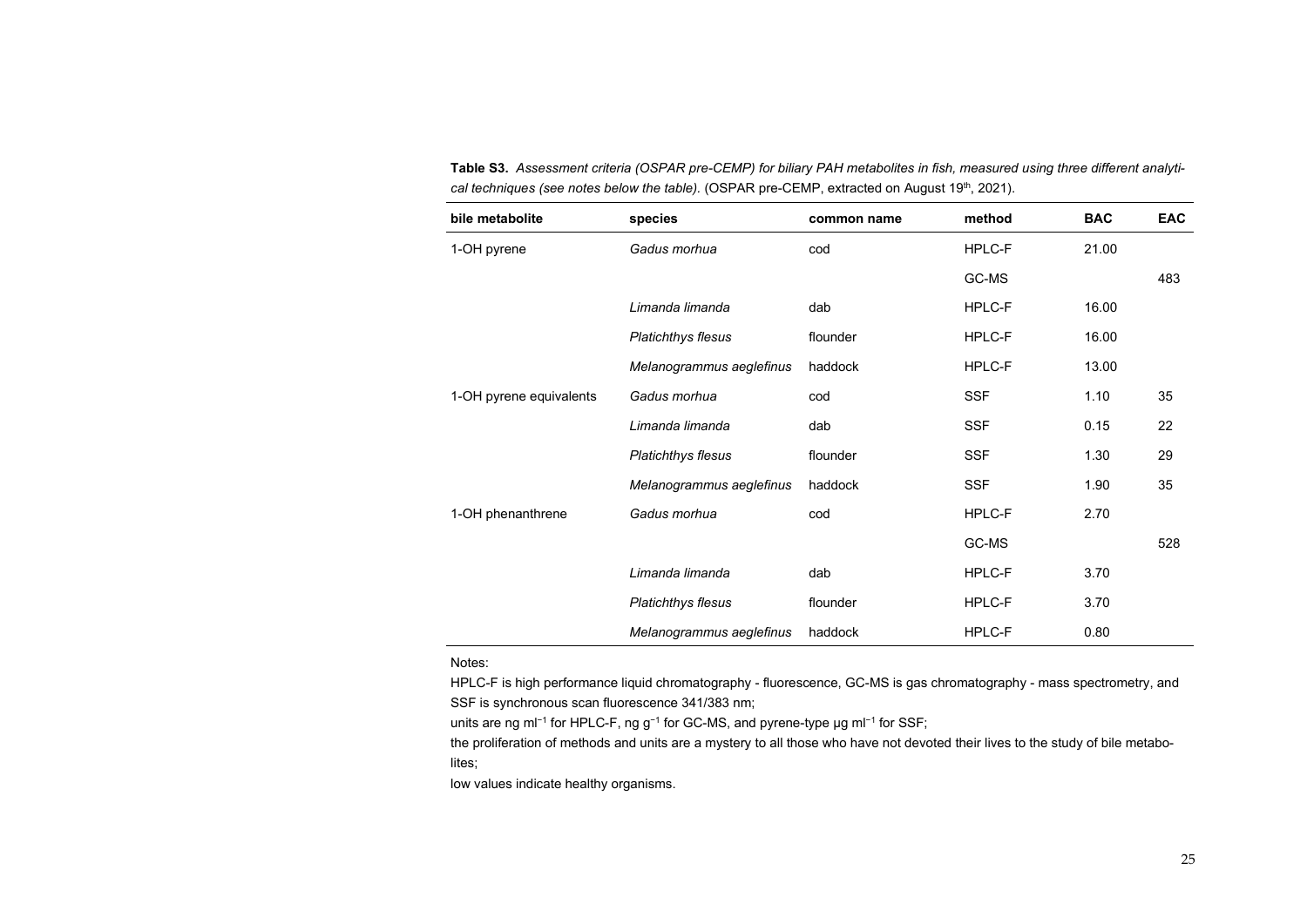**Table S3.** *Assessment criteria (OSPAR pre-CEMP) for biliary PAH metabolites in fish, measured using three different analytical techniques (see notes below the table).* (OSPAR pre-CEMP, extracted on August 19th, 2021).

| bile metabolite | species | common name | method | BAC | EAC |
|---|---|---|---|---|---|
| 1-OH pyrene | *Gadus morhua* | cod | HPLC-F | 21.00 | |
| | | | GC-MS | | 483 |
| | *Limanda limanda* | dab | HPLC-F | 16.00 | |
| | *Platichthys flesus* | flounder | HPLC-F | 16.00 | |
| | *Melanogrammus aeglefinus* | haddock | HPLC-F | 13.00 | |
| 1-OH pyrene equivalents | *Gadus morhua* | cod | SSF | 1.10 | 35 |
| | *Limanda limanda* | dab | SSF | 0.15 | 22 |
| | *Platichthys flesus* | flounder | SSF | 1.30 | 29 |
| | *Melanogrammus aeglefinus* | haddock | SSF | 1.90 | 35 |
| 1-OH phenanthrene | *Gadus morhua* | cod | HPLC-F | 2.70 | |
| | | | GC-MS | | 528 |
| | *Limanda limanda* | dab | HPLC-F | 3.70 | |
| | *Platichthys flesus* | flounder | HPLC-F | 3.70 | |
| | *Melanogrammus aeglefinus* | haddock | HPLC-F | 0.80 | |

Notes:

HPLC-F is high performance liquid chromatography - fluorescence, GC-MS is gas chromatography - mass spectrometry, and SSF is synchronous scan fluorescence 341/383 nm;

units are ng $ml^{-1}$ for HPLC-F, ng $g^{-1}$ for GC-MS, and pyrene-type µg $ml^{-1}$ for SSF;

the proliferation of methods and units are a mystery to all those who have not devoted their lives to the study of bile metabolites;

low values indicate healthy organisms.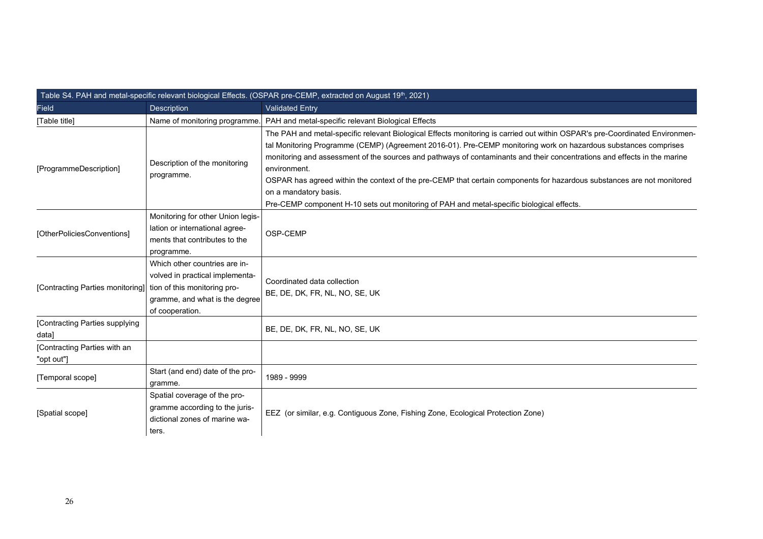| Table S4. PAH and metal-specific relevant biological Effects. (OSPAR pre-CEMP, extracted on August 19th, 2021) | | |
|---|---|---|
| Field | Description | Validated Entry |
| [Table title] | Name of monitoring programme. | PAH and metal-specific relevant Biological Effects |
| [ProgrammeDescription] | Description of the monitoring programme. | The PAH and metal-specific relevant Biological Effects monitoring is carried out within OSPAR's pre-Coordinated Environmental Monitoring Programme (CEMP) (Agreement 2016-01). Pre-CEMP monitoring work on hazardous substances comprises monitoring and assessment of the sources and pathways of contaminants and their concentrations and effects in the marine environment.<br>OSPAR has agreed within the context of the pre-CEMP that certain components for hazardous substances are not monitored on a mandatory basis.<br>Pre-CEMP component H-10 sets out monitoring of PAH and metal-specific biological effects. |
| [OtherPoliciesConventions] | Monitoring for other Union legislation or international agreements that contributes to the programme. | OSP-CEMP |
| [Contracting Parties monitoring] | Which other countries are involved in practical implementation of this monitoring programme, and what is the degree of cooperation. | Coordinated data collection<br>BE, DE, DK, FR, NL, NO, SE, UK |
| [Contracting Parties supplying data] | | BE, DE, DK, FR, NL, NO, SE, UK |
| [Contracting Parties with an "opt out"] | | |
| [Temporal scope] | Start (and end) date of the programme. | 1989 - 9999 |
| [Spatial scope] | Spatial coverage of the programme according to the jurisdictional zones of marine waters. | EEZ (or similar, e.g. Contiguous Zone, Fishing Zone, Ecological Protection Zone) |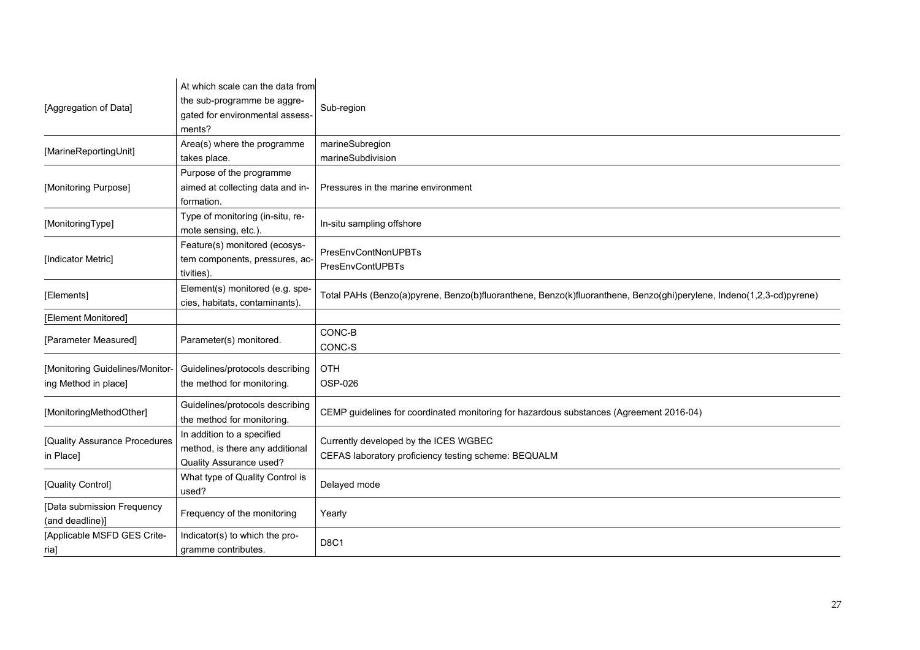| | | |
|---|---|---|
| [Aggregation of Data] | At which scale can the data from the sub-programme be aggregated for environmental assessments? | Sub-region |
| [MarineReportingUnit] | Area(s) where the programme takes place. | marineSubregion<br>marineSubdivision |
| [Monitoring Purpose] | Purpose of the programme aimed at collecting data and information. | Pressures in the marine environment |
| [MonitoringType] | Type of monitoring (in-situ, remote sensing, etc.). | In-situ sampling offshore |
| [Indicator Metric] | Feature(s) monitored (ecosystem components, pressures, activities). | PresEnvContNonUPBTs<br>PresEnvContUPBTs |
| [Elements] | Element(s) monitored (e.g. species, habitats, contaminants). | Total PAHs (Benzo(a)pyrene, Benzo(b)fluoranthene, Benzo(k)fluoranthene, Benzo(ghi)perylene, Indeno(1,2,3-cd)pyrene) |
| [Element Monitored] | | |
| [Parameter Measured] | Parameter(s) monitored. | CONC-B<br>CONC-S |
| [Monitoring Guidelines/Monitoring Method in place] | Guidelines/protocols describing the method for monitoring. | OTH<br>OSP-026 |
| [MonitoringMethodOther] | Guidelines/protocols describing the method for monitoring. | CEMP guidelines for coordinated monitoring for hazardous substances (Agreement 2016-04) |
| [Quality Assurance Procedures in Place] | In addition to a specified method, is there any additional Quality Assurance used? | Currently developed by the ICES WGBEC<br>CEFAS laboratory proficiency testing scheme: BEQUALM |
| [Quality Control] | What type of Quality Control is used? | Delayed mode |
| [Data submission Frequency (and deadline)] | Frequency of the monitoring | Yearly |
| [Applicable MSFD GES Criteria] | Indicator(s) to which the programme contributes. | D8C1 |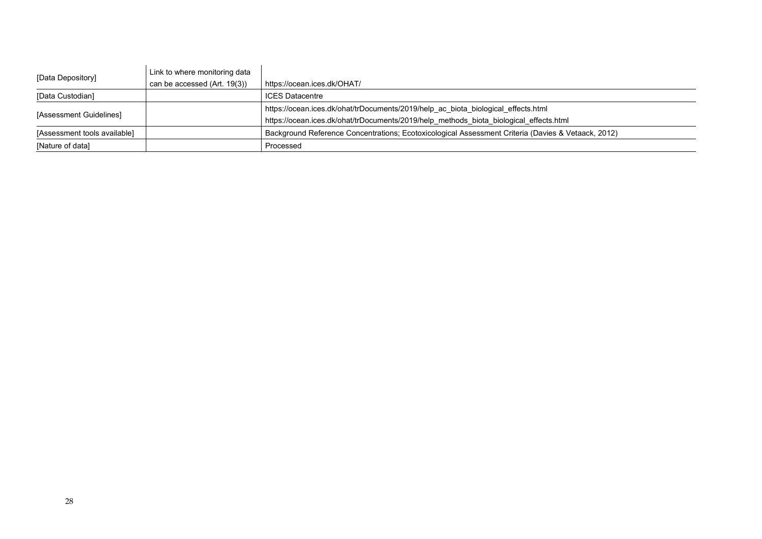| | | |
|---|---|---|
| [Data Depository] | Link to where monitoring data can be accessed (Art. 19(3)) | https://ocean.ices.dk/OHAT/ |
| [Data Custodian] | | ICES Datacentre |
| [Assessment Guidelines] | | https://ocean.ices.dk/ohat/trDocuments/2019/help_ac_biota_biological_effects.html<br>https://ocean.ices.dk/ohat/trDocuments/2019/help_methods_biota_biological_effects.html |
| [Assessment tools available] | | Background Reference Concentrations; Ecotoxicological Assessment Criteria (Davies & Vetaack, 2012) |
| [Nature of data] | | Processed |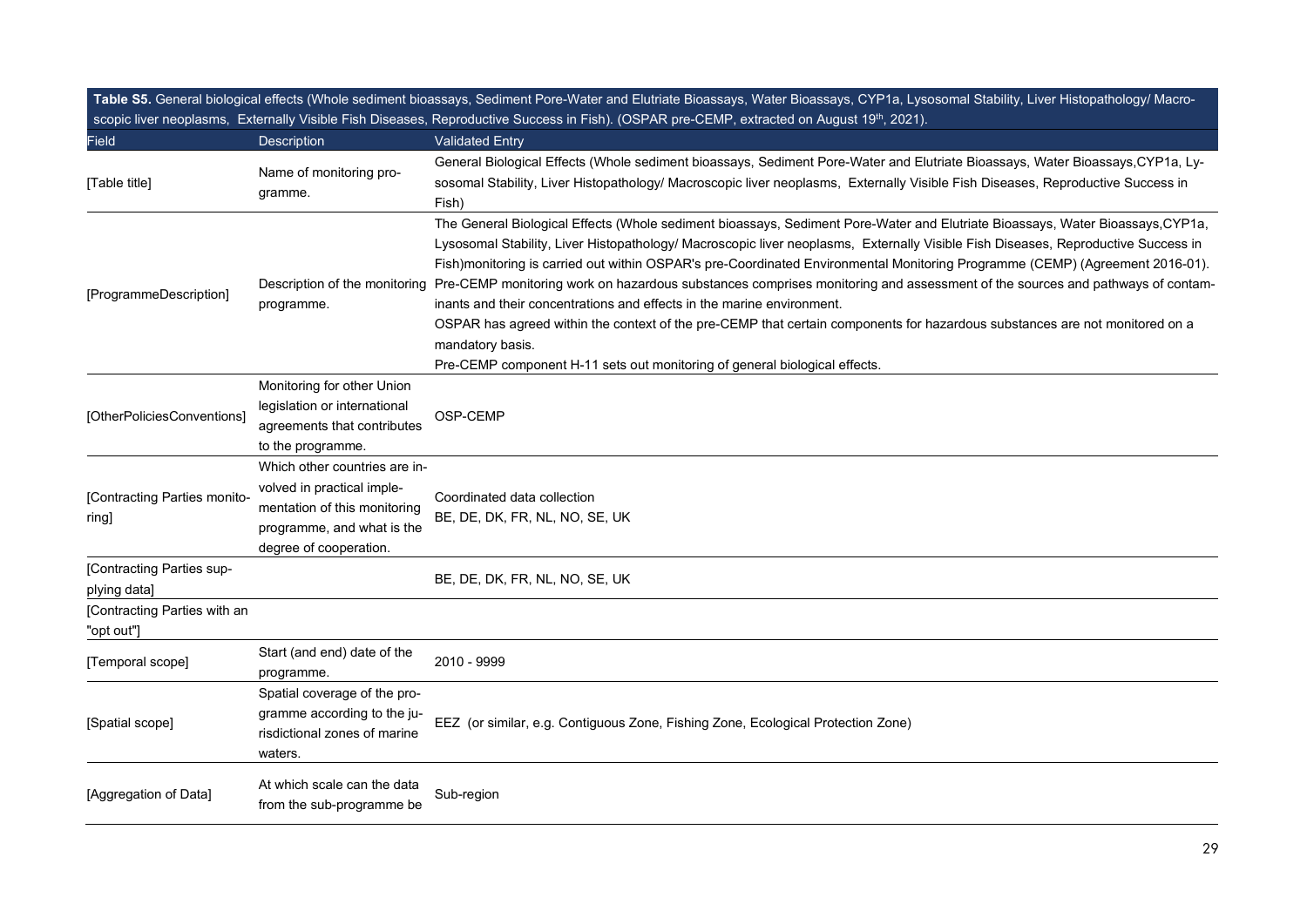**Table S5.** General biological effects (Whole sediment bioassays, Sediment Pore-Water and Elutriate Bioassays, Water Bioassays, CYP1a, Lysosomal Stability, Liver Histopathology/ Macroscopic liver neoplasms, Externally Visible Fish Diseases, Reproductive Success in Fish). (OSPAR pre-CEMP, extracted on August 19th, 2021).

| Field | Description | Validated Entry |
|---|---|---|
| [Table title] | Name of monitoring programme. | General Biological Effects (Whole sediment bioassays, Sediment Pore-Water and Elutriate Bioassays, Water Bioassays,CYP1a, Lysosomal Stability, Liver Histopathology/ Macroscopic liver neoplasms, Externally Visible Fish Diseases, Reproductive Success in Fish) |
| [ProgrammeDescription] | Description of the monitoring programme. | The General Biological Effects (Whole sediment bioassays, Sediment Pore-Water and Elutriate Bioassays, Water Bioassays,CYP1a, Lysosomal Stability, Liver Histopathology/ Macroscopic liver neoplasms, Externally Visible Fish Diseases, Reproductive Success in Fish)monitoring is carried out within OSPAR's pre-Coordinated Environmental Monitoring Programme (CEMP) (Agreement 2016-01). Pre-CEMP monitoring work on hazardous substances comprises monitoring and assessment of the sources and pathways of contaminants and their concentrations and effects in the marine environment.<br>OSPAR has agreed within the context of the pre-CEMP that certain components for hazardous substances are not monitored on a mandatory basis.<br>Pre-CEMP component H-11 sets out monitoring of general biological effects. |
| [OtherPoliciesConventions] | Monitoring for other Union legislation or international agreements that contributes to the programme. | OSP-CEMP |
| [Contracting Parties monitoring] | Which other countries are involved in practical implementation of this monitoring programme, and what is the degree of cooperation. | Coordinated data collection<br>BE, DE, DK, FR, NL, NO, SE, UK |
| [Contracting Parties supplying data] | | BE, DE, DK, FR, NL, NO, SE, UK |
| [Contracting Parties with an "opt out"] | | |
| [Temporal scope] | Start (and end) date of the programme. | 2010 - 9999 |
| [Spatial scope] | Spatial coverage of the programme according to the jurisdictional zones of marine waters. | EEZ (or similar, e.g. Contiguous Zone, Fishing Zone, Ecological Protection Zone) |
| [Aggregation of Data] | At which scale can the data from the sub-programme be | Sub-region |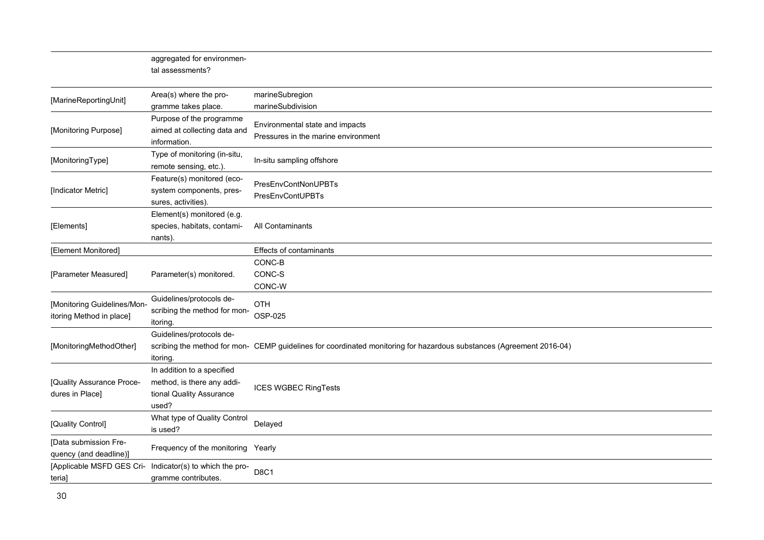|  |  |  |
|---|---|---|
|  | aggregated for environmental assessments? |  |
| [MarineReportingUnit] | Area(s) where the programme takes place. | marineSubregion<br>marineSubdivision |
| [Monitoring Purpose] | Purpose of the programme aimed at collecting data and information. | Environmental state and impacts<br>Pressures in the marine environment |
| [MonitoringType] | Type of monitoring (in-situ, remote sensing, etc.). | In-situ sampling offshore |
| [Indicator Metric] | Feature(s) monitored (ecosystem components, pressures, activities). | PresEnvContNonUPBTs<br>PresEnvContUPBTs |
| [Elements] | Element(s) monitored (e.g. species, habitats, contaminants). | All Contaminants |
| [Element Monitored] |  | Effects of contaminants |
| [Parameter Measured] | Parameter(s) monitored. | CONC-B<br>CONC-S<br>CONC-W |
| [Monitoring Guidelines/Monitoring Method in place] | Guidelines/protocols describing the method for monitoring. | OTH<br>OSP-025 |
| [MonitoringMethodOther] | Guidelines/protocols describing the method for monitoring. | CEMP guidelines for coordinated monitoring for hazardous substances (Agreement 2016-04) |
| [Quality Assurance Procedures in Place] | In addition to a specified method, is there any additional Quality Assurance used? | ICES WGBEC RingTests |
| [Quality Control] | What type of Quality Control is used? | Delayed |
| [Data submission Frequency (and deadline)] | Frequency of the monitoring | Yearly |
| [Applicable MSFD GES Criteria] | Indicator(s) to which the programme contributes. | D8C1 |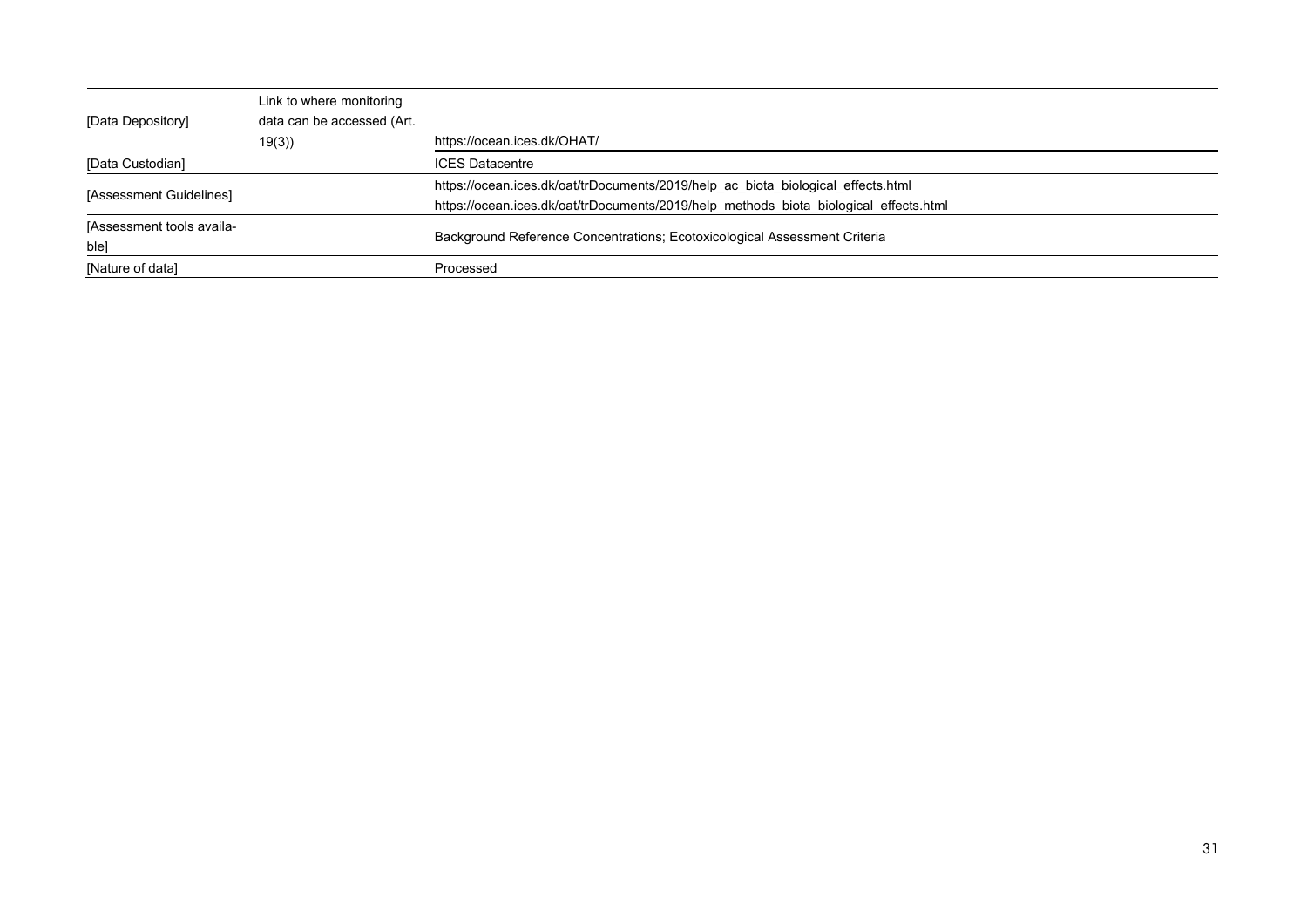| | | |
|---|---|---|
| [Data Depository] | Link to where monitoring data can be accessed (Art. 19(3)) | https://ocean.ices.dk/OHAT/ |
| [Data Custodian] | | ICES Datacentre |
| [Assessment Guidelines] | | https://ocean.ices.dk/oat/trDocuments/2019/help_ac_biota_biological_effects.html<br>https://ocean.ices.dk/oat/trDocuments/2019/help_methods_biota_biological_effects.html |
| [Assessment tools available] | | Background Reference Concentrations; Ecotoxicological Assessment Criteria |
| [Nature of data] | | Processed |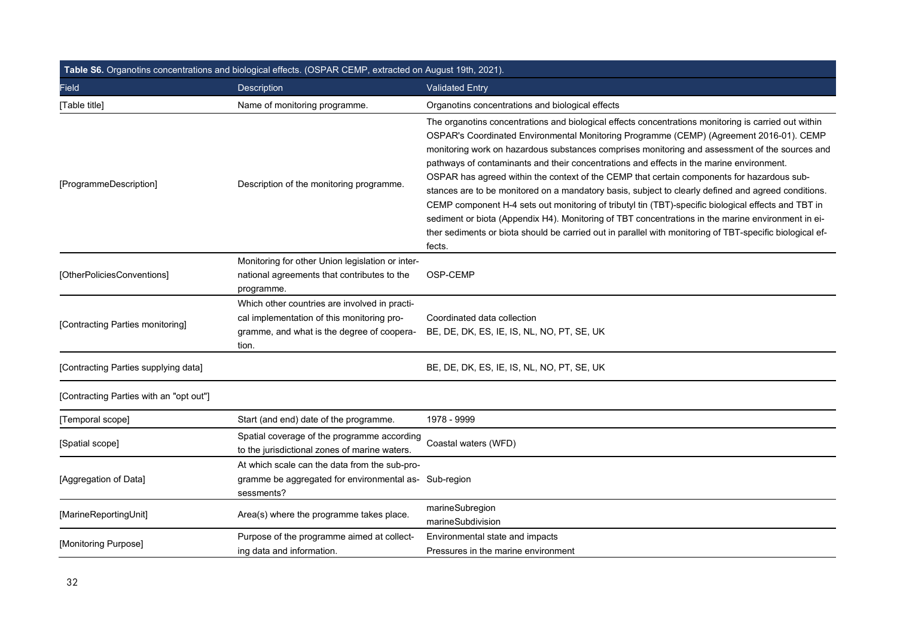**Table S6.** Organotins concentrations and biological effects. (OSPAR CEMP, extracted on August 19th, 2021).

| Field | Description | Validated Entry |
|---|---|---|
| [Table title] | Name of monitoring programme. | Organotins concentrations and biological effects |
| [ProgrammeDescription] | Description of the monitoring programme. | The organotins concentrations and biological effects concentrations monitoring is carried out within OSPAR's Coordinated Environmental Monitoring Programme (CEMP) (Agreement 2016-01). CEMP monitoring work on hazardous substances comprises monitoring and assessment of the sources and pathways of contaminants and their concentrations and effects in the marine environment. OSPAR has agreed within the context of the CEMP that certain components for hazardous substances are to be monitored on a mandatory basis, subject to clearly defined and agreed conditions. CEMP component H-4 sets out monitoring of tributyl tin (TBT)-specific biological effects and TBT in sediment or biota (Appendix H4). Monitoring of TBT concentrations in the marine environment in either sediments or biota should be carried out in parallel with monitoring of TBT-specific biological effects. |
| [OtherPoliciesConventions] | Monitoring for other Union legislation or international agreements that contributes to the programme. | OSP-CEMP |
| [Contracting Parties monitoring] | Which other countries are involved in practical implementation of this monitoring programme, and what is the degree of cooperation. | Coordinated data collection<br>BE, DE, DK, ES, IE, IS, NL, NO, PT, SE, UK |
| [Contracting Parties supplying data] | | BE, DE, DK, ES, IE, IS, NL, NO, PT, SE, UK |
| [Contracting Parties with an "opt out"] | | |
| [Temporal scope] | Start (and end) date of the programme. | 1978 - 9999 |
| [Spatial scope] | Spatial coverage of the programme according to the jurisdictional zones of marine waters. | Coastal waters (WFD) |
| [Aggregation of Data] | At which scale can the data from the sub-programme be aggregated for environmental assessments? | Sub-region |
| [MarineReportingUnit] | Area(s) where the programme takes place. | marineSubregion<br>marineSubdivision |
| [Monitoring Purpose] | Purpose of the programme aimed at collecting data and information. | Environmental state and impacts<br>Pressures in the marine environment |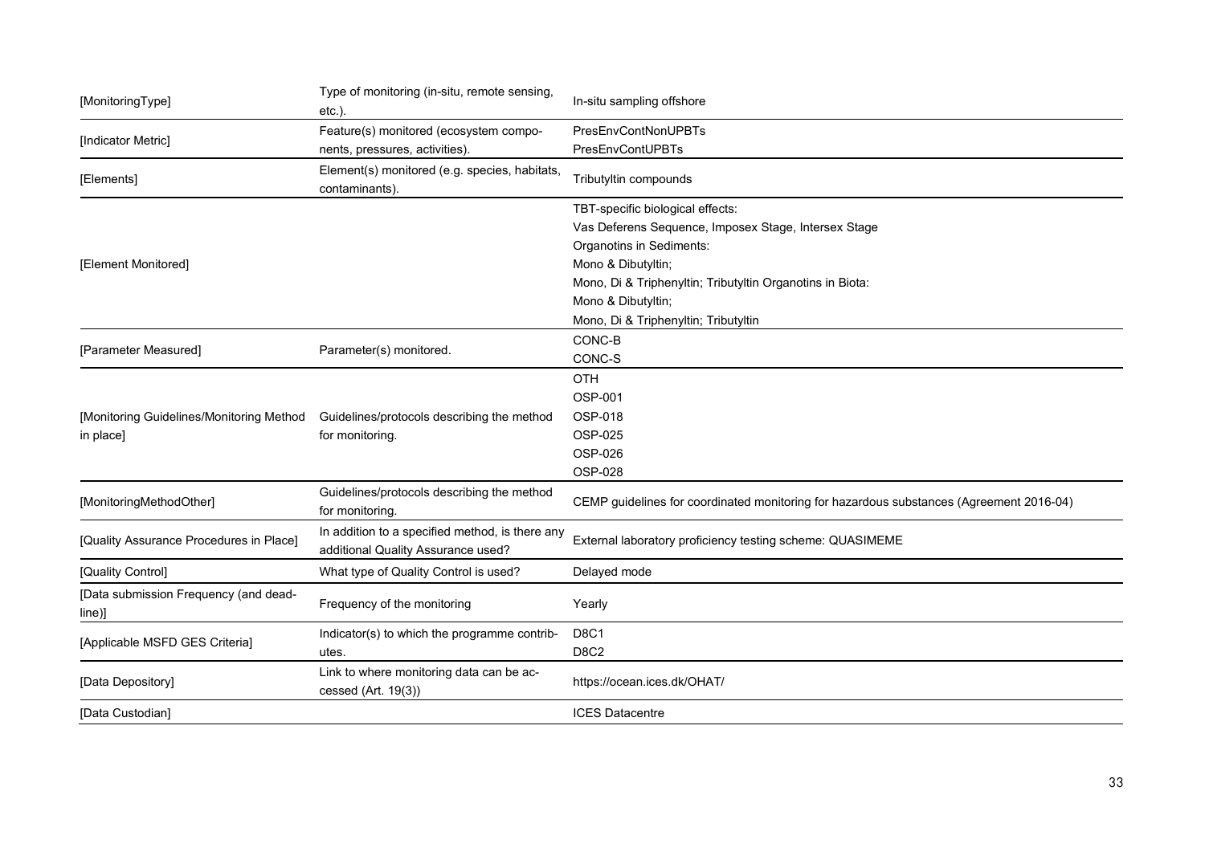| | | |
|---|---|---|
| [MonitoringType] | Type of monitoring (in-situ, remote sensing, etc.). | In-situ sampling offshore |
| [Indicator Metric] | Feature(s) monitored (ecosystem components, pressures, activities). | PresEnvContNonUPBTs<br>PresEnvContUPBTs |
| [Elements] | Element(s) monitored (e.g. species, habitats, contaminants). | Tributyltin compounds |
| [Element Monitored] | | TBT-specific biological effects:<br>Vas Deferens Sequence, Imposex Stage, Intersex Stage<br>Organotins in Sediments:<br>Mono & Dibutyltin;<br>Mono, Di & Triphenyltin; Tributyltin Organotins in Biota:<br>Mono & Dibutyltin;<br>Mono, Di & Triphenyltin; Tributyltin |
| [Parameter Measured] | Parameter(s) monitored. | CONC-B<br>CONC-S |
| [Monitoring Guidelines/Monitoring Method in place] | Guidelines/protocols describing the method for monitoring. | OTH<br>OSP-001<br>OSP-018<br>OSP-025<br>OSP-026<br>OSP-028 |
| [MonitoringMethodOther] | Guidelines/protocols describing the method for monitoring. | CEMP guidelines for coordinated monitoring for hazardous substances (Agreement 2016-04) |
| [Quality Assurance Procedures in Place] | In addition to a specified method, is there any additional Quality Assurance used? | External laboratory proficiency testing scheme: QUASIMEME |
| [Quality Control] | What type of Quality Control is used? | Delayed mode |
| [Data submission Frequency (and deadline)] | Frequency of the monitoring | Yearly |
| [Applicable MSFD GES Criteria] | Indicator(s) to which the programme contributes. | D8C1<br>D8C2 |
| [Data Depository] | Link to where monitoring data can be accessed (Art. 19(3)) | https://ocean.ices.dk/OHAT/ |
| [Data Custodian] | | ICES Datacentre |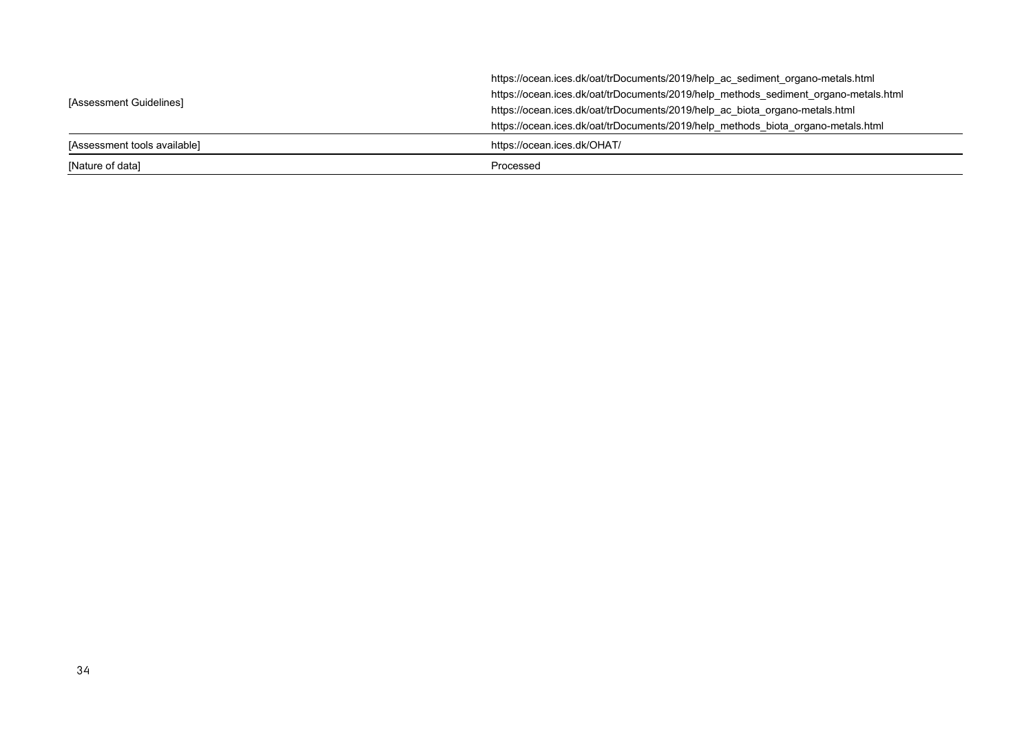| | |
|---|---|
| [Assessment Guidelines] | https://ocean.ices.dk/oat/trDocuments/2019/help_ac_sediment_organo-metals.html<br>https://ocean.ices.dk/oat/trDocuments/2019/help_methods_sediment_organo-metals.html<br>https://ocean.ices.dk/oat/trDocuments/2019/help_ac_biota_organo-metals.html<br>https://ocean.ices.dk/oat/trDocuments/2019/help_methods_biota_organo-metals.html |
| [Assessment tools available] | https://ocean.ices.dk/OHAT/ |
| [Nature of data] | Processed |